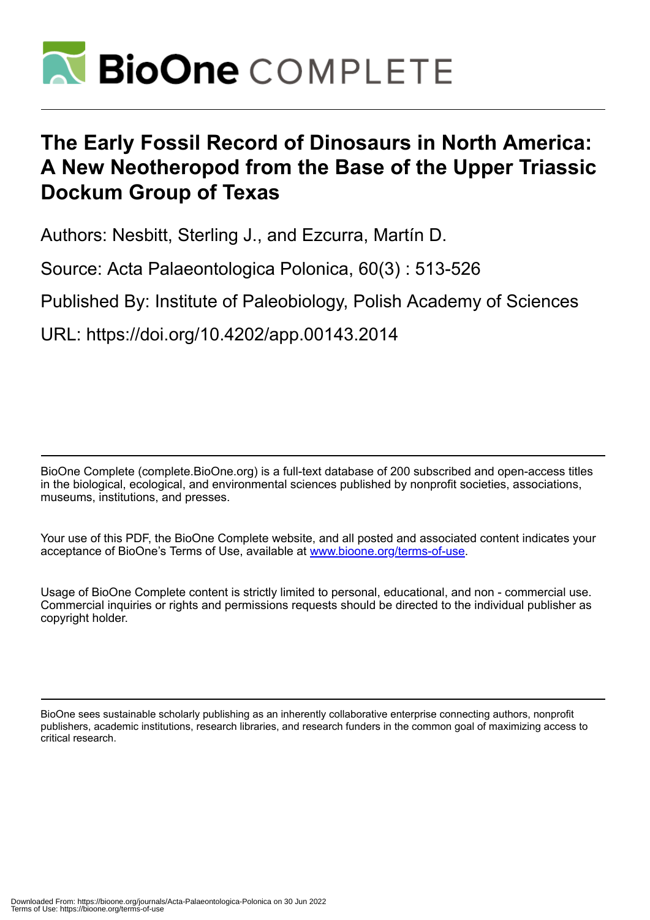# The Early Fossil Record of Dinosaurs in North America: A New Neotheropod from the Base of the Upper Triassic Dockum Group of Texas

Authors: Nesbitt, Sterling J., and Ezcurra, Martín D.

Source: Acta Palaeontologica Polonica, 60(3) : 513-526

Published By: Institute of Paleobiology, Polish Academy of Sciences

URL: https://doi.org/10.4202/app.00143.2014

---

BioOne Complete (complete.BioOne.org) is a full-text database of 200 subscribed and open-access titles in the biological, ecological, and environmental sciences published by nonprofit societies, associations, museums, institutions, and presses.

Your use of this PDF, the BioOne Complete website, and all posted and associated content indicates your acceptance of BioOne's Terms of Use, available at www.bioone.org/terms-of-use.

Usage of BioOne Complete content is strictly limited to personal, educational, and non - commercial use. Commercial inquiries or rights and permissions requests should be directed to the individual publisher as copyright holder.

---

BioOne sees sustainable scholarly publishing as an inherently collaborative enterprise connecting authors, nonprofit publishers, academic institutions, research libraries, and research funders in the common goal of maximizing access to critical research.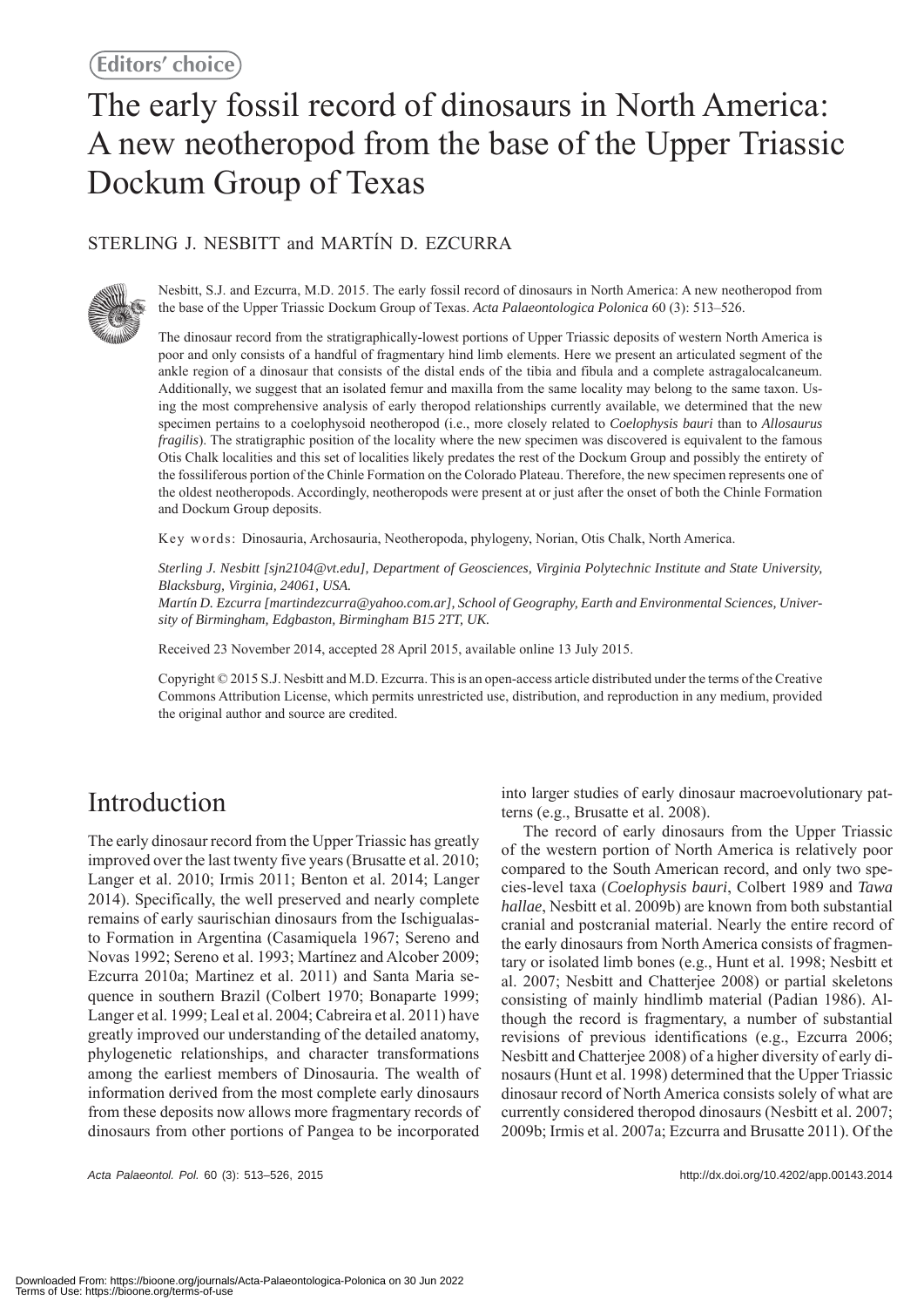Editors' choice

# The early fossil record of dinosaurs in North America: A new neotheropod from the base of the Upper Triassic Dockum Group of Texas

STERLING J. NESBITT and MARTÍN D. EZCURRA

Nesbitt, S.J. and Ezcurra, M.D. 2015. The early fossil record of dinosaurs in North America: A new neotheropod from the base of the Upper Triassic Dockum Group of Texas. *Acta Palaeontologica Polonica* 60 (3): 513–526.

The dinosaur record from the stratigraphically-lowest portions of Upper Triassic deposits of western North America is poor and only consists of a handful of fragmentary hind limb elements. Here we present an articulated segment of the ankle region of a dinosaur that consists of the distal ends of the tibia and fibula and a complete astragalocalcaneum. Additionally, we suggest that an isolated femur and maxilla from the same locality may belong to the same taxon. Using the most comprehensive analysis of early theropod relationships currently available, we determined that the new specimen pertains to a coelophysoid neotheropod (i.e., more closely related to *Coelophysis bauri* than to *Allosaurus fragilis*). The stratigraphic position of the locality where the new specimen was discovered is equivalent to the famous Otis Chalk localities and this set of localities likely predates the rest of the Dockum Group and possibly the entirety of the fossiliferous portion of the Chinle Formation on the Colorado Plateau. Therefore, the new specimen represents one of the oldest neotheropods. Accordingly, neotheropods were present at or just after the onset of both the Chinle Formation and Dockum Group deposits.

Key words: Dinosauria, Archosauria, Neotheropoda, phylogeny, Norian, Otis Chalk, North America.

*Sterling J. Nesbitt [sjn2104@vt.edu], Department of Geosciences, Virginia Polytechnic Institute and State University, Blacksburg, Virginia, 24061, USA.*
*Martín D. Ezcurra [martindezcurra@yahoo.com.ar], School of Geography, Earth and Environmental Sciences, University of Birmingham, Edgbaston, Birmingham B15 2TT, UK.*

Received 23 November 2014, accepted 28 April 2015, available online 13 July 2015.

Copyright © 2015 S.J. Nesbitt and M.D. Ezcurra. This is an open-access article distributed under the terms of the Creative Commons Attribution License, which permits unrestricted use, distribution, and reproduction in any medium, provided the original author and source are credited.

## Introduction

The early dinosaur record from the Upper Triassic has greatly improved over the last twenty five years (Brusatte et al. 2010; Langer et al. 2010; Irmis 2011; Benton et al. 2014; Langer 2014). Specifically, the well preserved and nearly complete remains of early saurischian dinosaurs from the Ischigualasto Formation in Argentina (Casamiquela 1967; Sereno and Novas 1992; Sereno et al. 1993; Martínez and Alcober 2009; Ezcurra 2010a; Martinez et al. 2011) and Santa Maria sequence in southern Brazil (Colbert 1970; Bonaparte 1999; Langer et al. 1999; Leal et al. 2004; Cabreira et al. 2011) have greatly improved our understanding of the detailed anatomy, phylogenetic relationships, and character transformations among the earliest members of Dinosauria. The wealth of information derived from the most complete early dinosaurs from these deposits now allows more fragmentary records of dinosaurs from other portions of Pangea to be incorporated into larger studies of early dinosaur macroevolutionary patterns (e.g., Brusatte et al. 2008).

The record of early dinosaurs from the Upper Triassic of the western portion of North America is relatively poor compared to the South American record, and only two species-level taxa (*Coelophysis bauri*, Colbert 1989 and *Tawa hallae*, Nesbitt et al. 2009b) are known from both substantial cranial and postcranial material. Nearly the entire record of the early dinosaurs from North America consists of fragmentary or isolated limb bones (e.g., Hunt et al. 1998; Nesbitt et al. 2007; Nesbitt and Chatterjee 2008) or partial skeletons consisting of mainly hindlimb material (Padian 1986). Although the record is fragmentary, a number of substantial revisions of previous identifications (e.g., Ezcurra 2006; Nesbitt and Chatterjee 2008) of a higher diversity of early dinosaurs (Hunt et al. 1998) determined that the Upper Triassic dinosaur record of North America consists solely of what are currently considered theropod dinosaurs (Nesbitt et al. 2007; 2009b; Irmis et al. 2007a; Ezcurra and Brusatte 2011). Of the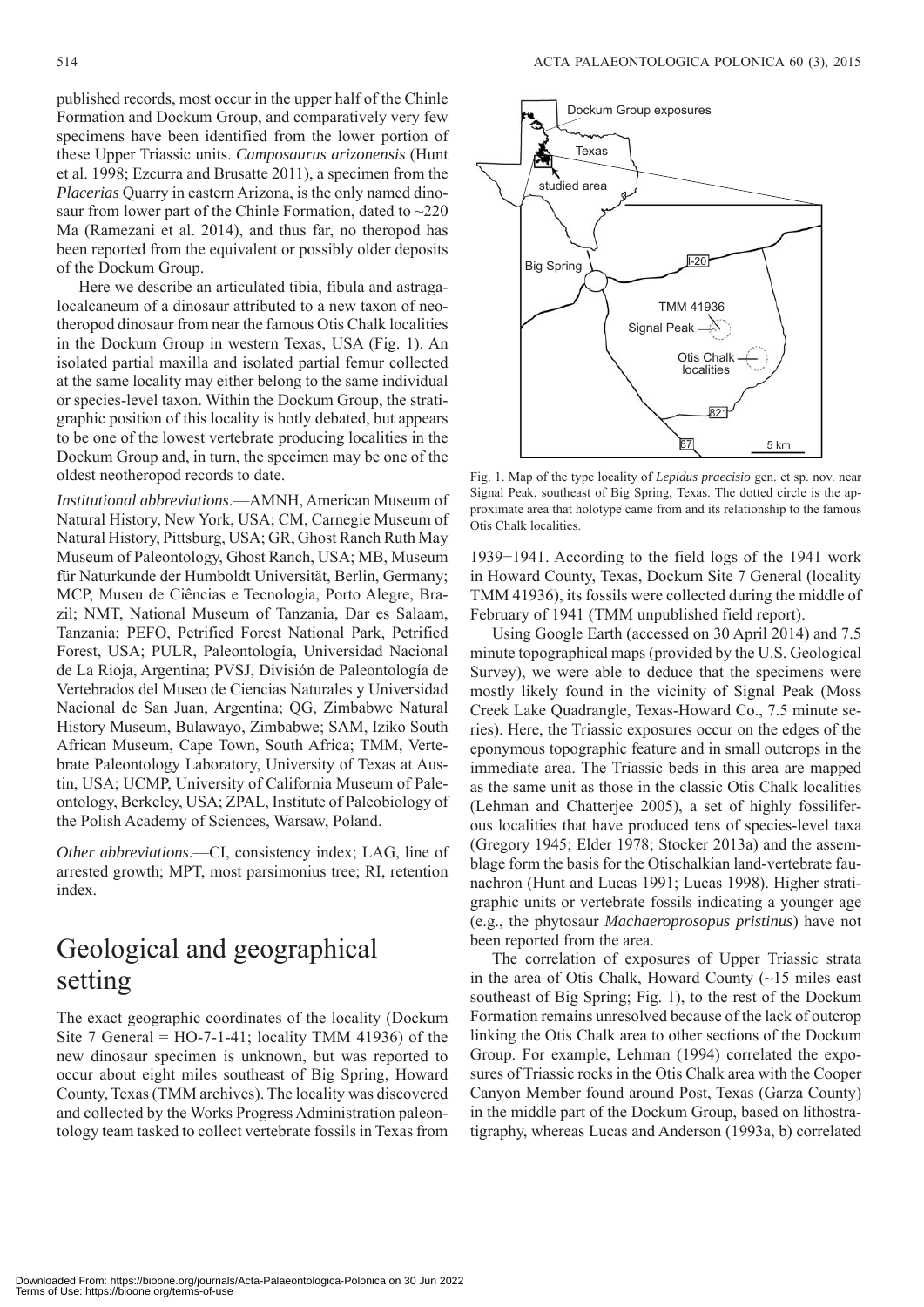published records, most occur in the upper half of the Chinle Formation and Dockum Group, and comparatively very few specimens have been identified from the lower portion of these Upper Triassic units. *Camposaurus arizonensis* (Hunt et al. 1998; Ezcurra and Brusatte 2011), a specimen from the *Placerias* Quarry in eastern Arizona, is the only named dinosaur from lower part of the Chinle Formation, dated to ~220 Ma (Ramezani et al. 2014), and thus far, no theropod has been reported from the equivalent or possibly older deposits of the Dockum Group.

Here we describe an articulated tibia, fibula and astragalocalcaneum of a dinosaur attributed to a new taxon of neotheropod dinosaur from near the famous Otis Chalk localities in the Dockum Group in western Texas, USA (Fig. 1). An isolated partial maxilla and isolated partial femur collected at the same locality may either belong to the same individual or species-level taxon. Within the Dockum Group, the stratigraphic position of this locality is hotly debated, but appears to be one of the lowest vertebrate producing localities in the Dockum Group and, in turn, the specimen may be one of the oldest neotheropod records to date.

*Institutional abbreviations*.—AMNH, American Museum of Natural History, New York, USA; CM, Carnegie Museum of Natural History, Pittsburg, USA; GR, Ghost Ranch Ruth May Museum of Paleontology, Ghost Ranch, USA; MB, Museum für Naturkunde der Humboldt Universität, Berlin, Germany; MCP, Museu de Ciências e Tecnologia, Porto Alegre, Brazil; NMT, National Museum of Tanzania, Dar es Salaam, Tanzania; PEFO, Petrified Forest National Park, Petrified Forest, USA; PULR, Paleontología, Universidad Nacional de La Rioja, Argentina; PVSJ, División de Paleontología de Vertebrados del Museo de Ciencias Naturales y Universidad Nacional de San Juan, Argentina; QG, Zimbabwe Natural History Museum, Bulawayo, Zimbabwe; SAM, Iziko South African Museum, Cape Town, South Africa; TMM, Vertebrate Paleontology Laboratory, University of Texas at Austin, USA; UCMP, University of California Museum of Paleontology, Berkeley, USA; ZPAL, Institute of Paleobiology of the Polish Academy of Sciences, Warsaw, Poland.

*Other abbreviations*.—CI, consistency index; LAG, line of arrested growth; MPT, most parsimonius tree; RI, retention index.

# Geological and geographical setting

The exact geographic coordinates of the locality (Dockum Site 7 General = HO-7-1-41; locality TMM 41936) of the new dinosaur specimen is unknown, but was reported to occur about eight miles southeast of Big Spring, Howard County, Texas (TMM archives). The locality was discovered and collected by the Works Progress Administration paleontology team tasked to collect vertebrate fossils in Texas from 1939−1941. According to the field logs of the 1941 work in Howard County, Texas, Dockum Site 7 General (locality TMM 41936), its fossils were collected during the middle of February of 1941 (TMM unpublished field report).

Fig. 1. Map of the type locality of *Lepidus praecisio* gen. et sp. nov. near Signal Peak, southeast of Big Spring, Texas. The dotted circle is the approximate area that holotype came from and its relationship to the famous Otis Chalk localities.

Using Google Earth (accessed on 30 April 2014) and 7.5 minute topographical maps (provided by the U.S. Geological Survey), we were able to deduce that the specimens were mostly likely found in the vicinity of Signal Peak (Moss Creek Lake Quadrangle, Texas-Howard Co., 7.5 minute series). Here, the Triassic exposures occur on the edges of the eponymous topographic feature and in small outcrops in the immediate area. The Triassic beds in this area are mapped as the same unit as those in the classic Otis Chalk localities (Lehman and Chatterjee 2005), a set of highly fossiliferous localities that have produced tens of species-level taxa (Gregory 1945; Elder 1978; Stocker 2013a) and the assemblage form the basis for the Otischalkian land-vertebrate faunachron (Hunt and Lucas 1991; Lucas 1998). Higher stratigraphic units or vertebrate fossils indicating a younger age (e.g., the phytosaur *Machaeroprosopus pristinus*) have not been reported from the area.

The correlation of exposures of Upper Triassic strata in the area of Otis Chalk, Howard County (~15 miles east southeast of Big Spring; Fig. 1), to the rest of the Dockum Formation remains unresolved because of the lack of outcrop linking the Otis Chalk area to other sections of the Dockum Group. For example, Lehman (1994) correlated the exposures of Triassic rocks in the Otis Chalk area with the Cooper Canyon Member found around Post, Texas (Garza County) in the middle part of the Dockum Group, based on lithostratigraphy, whereas Lucas and Anderson (1993a, b) correlated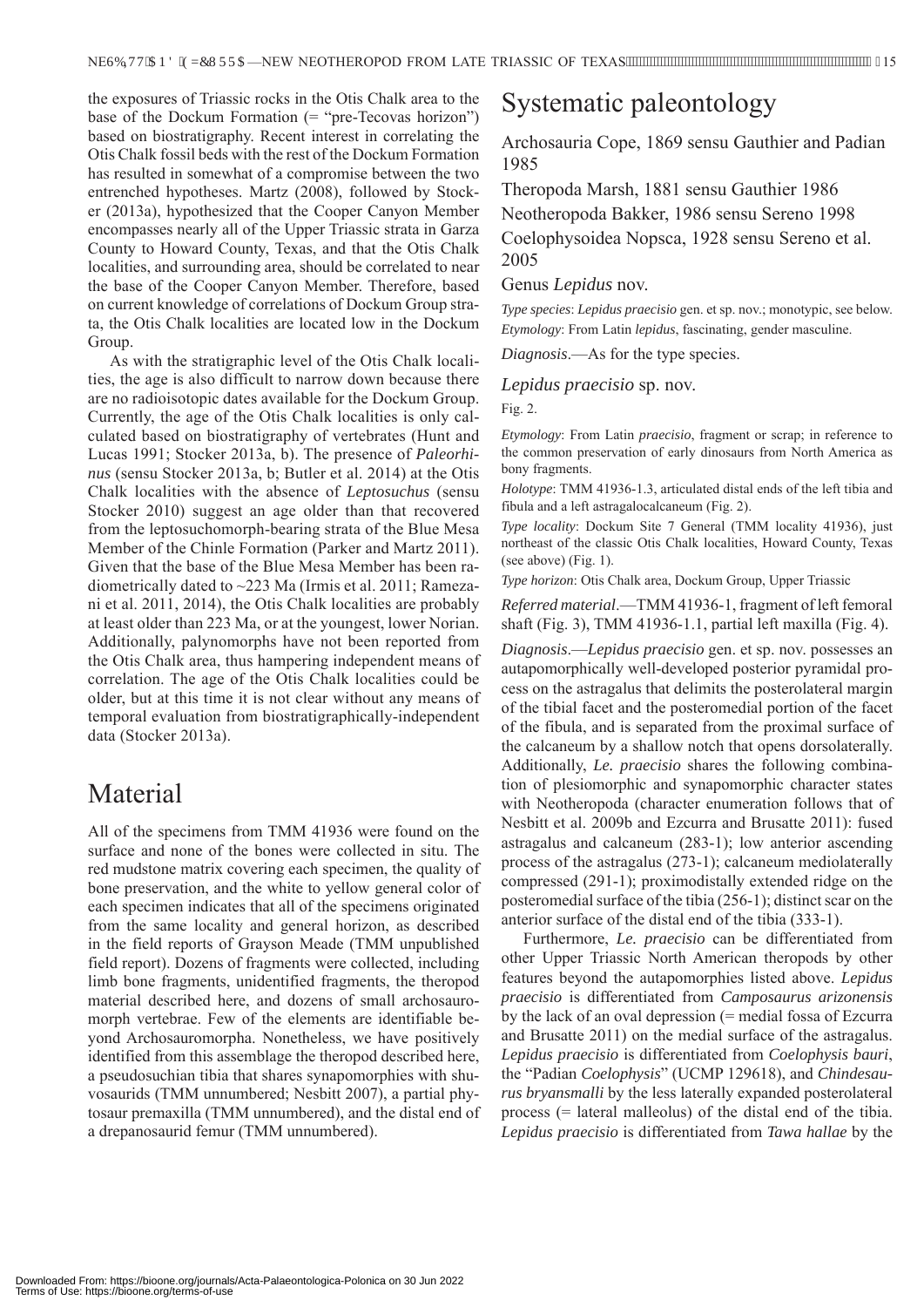the exposures of Triassic rocks in the Otis Chalk area to the base of the Dockum Formation (= "pre-Tecovas horizon") based on biostratigraphy. Recent interest in correlating the Otis Chalk fossil beds with the rest of the Dockum Formation has resulted in somewhat of a compromise between the two entrenched hypotheses. Martz (2008), followed by Stocker (2013a), hypothesized that the Cooper Canyon Member encompasses nearly all of the Upper Triassic strata in Garza County to Howard County, Texas, and that the Otis Chalk localities, and surrounding area, should be correlated to near the base of the Cooper Canyon Member. Therefore, based on current knowledge of correlations of Dockum Group strata, the Otis Chalk localities are located low in the Dockum Group.

As with the stratigraphic level of the Otis Chalk localities, the age is also difficult to narrow down because there are no radioisotopic dates available for the Dockum Group. Currently, the age of the Otis Chalk localities is only calculated based on biostratigraphy of vertebrates (Hunt and Lucas 1991; Stocker 2013a, b). The presence of *Paleorhinus* (sensu Stocker 2013a, b; Butler et al. 2014) at the Otis Chalk localities with the absence of *Leptosuchus* (sensu Stocker 2010) suggest an age older than that recovered from the leptosuchomorph-bearing strata of the Blue Mesa Member of the Chinle Formation (Parker and Martz 2011). Given that the base of the Blue Mesa Member has been radiometrically dated to ~223 Ma (Irmis et al. 2011; Ramezani et al. 2011, 2014), the Otis Chalk localities are probably at least older than 223 Ma, or at the youngest, lower Norian. Additionally, palynomorphs have not been reported from the Otis Chalk area, thus hampering independent means of correlation. The age of the Otis Chalk localities could be older, but at this time it is not clear without any means of temporal evaluation from biostratigraphically-independent data (Stocker 2013a).

# Material

All of the specimens from TMM 41936 were found on the surface and none of the bones were collected in situ. The red mudstone matrix covering each specimen, the quality of bone preservation, and the white to yellow general color of each specimen indicates that all of the specimens originated from the same locality and general horizon, as described in the field reports of Grayson Meade (TMM unpublished field report). Dozens of fragments were collected, including limb bone fragments, unidentified fragments, the theropod material described here, and dozens of small archosauromorph vertebrae. Few of the elements are identifiable beyond Archosauromorpha. Nonetheless, we have positively identified from this assemblage the theropod described here, a pseudosuchian tibia that shares synapomorphies with shuvosaurids (TMM unnumbered; Nesbitt 2007), a partial phytosaur premaxilla (TMM unnumbered), and the distal end of a drepanosaurid femur (TMM unnumbered).

# Systematic paleontology

Archosauria Cope, 1869 sensu Gauthier and Padian 1985

Theropoda Marsh, 1881 sensu Gauthier 1986

Neotheropoda Bakker, 1986 sensu Sereno 1998

Coelophysoidea Nopsca, 1928 sensu Sereno et al. 2005

Genus *Lepidus* nov.

*Type species*: *Lepidus praecisio* gen. et sp. nov.; monotypic, see below.

*Etymology*: From Latin *lepidus*, fascinating, gender masculine.

*Diagnosis*.—As for the type species.

*Lepidus praecisio* sp. nov.

Fig. 2.

*Etymology*: From Latin *praecisio*, fragment or scrap; in reference to the common preservation of early dinosaurs from North America as bony fragments.

*Holotype*: TMM 41936-1.3, articulated distal ends of the left tibia and fibula and a left astragalocalcaneum (Fig. 2).

*Type locality*: Dockum Site 7 General (TMM locality 41936), just northeast of the classic Otis Chalk localities, Howard County, Texas (see above) (Fig. 1).

*Type horizon*: Otis Chalk area, Dockum Group, Upper Triassic

*Referred material*.—TMM 41936-1, fragment of left femoral shaft (Fig. 3), TMM 41936-1.1, partial left maxilla (Fig. 4).

*Diagnosis*.—*Lepidus praecisio* gen. et sp. nov. possesses an autapomorphically well-developed posterior pyramidal process on the astragalus that delimits the posterolateral margin of the tibial facet and the posteromedial portion of the facet of the fibula, and is separated from the proximal surface of the calcaneum by a shallow notch that opens dorsolaterally. Additionally, *Le. praecisio* shares the following combination of plesiomorphic and synapomorphic character states with Neotheropoda (character enumeration follows that of Nesbitt et al. 2009b and Ezcurra and Brusatte 2011): fused astragalus and calcaneum (283-1); low anterior ascending process of the astragalus (273-1); calcaneum mediolaterally compressed (291-1); proximodistally extended ridge on the posteromedial surface of the tibia (256-1); distinct scar on the anterior surface of the distal end of the tibia (333-1).

Furthermore, *Le. praecisio* can be differentiated from other Upper Triassic North American theropods by other features beyond the autapomorphies listed above. *Lepidus praecisio* is differentiated from *Camposaurus arizonensis* by the lack of an oval depression (= medial fossa of Ezcurra and Brusatte 2011) on the medial surface of the astragalus. *Lepidus praecisio* is differentiated from *Coelophysis bauri*, the "Padian *Coelophysis*" (UCMP 129618), and *Chindesaurus bryansmalli* by the less laterally expanded posterolateral process (= lateral malleolus) of the distal end of the tibia. *Lepidus praecisio* is differentiated from *Tawa hallae* by the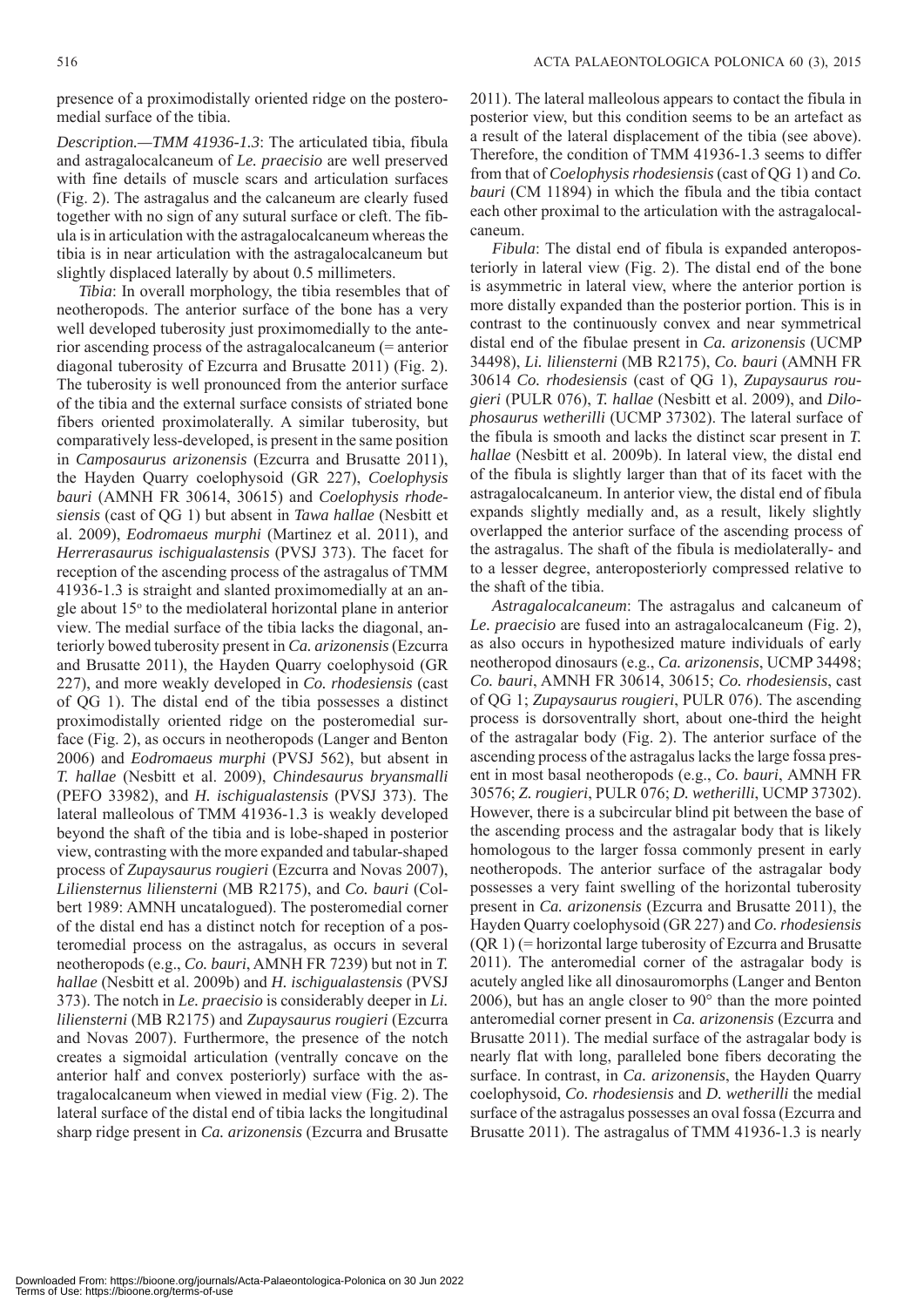presence of a proximodistally oriented ridge on the posteromedial surface of the tibia.

*Description.—TMM 41936-1.3*: The articulated tibia, fibula and astragalocalcaneum of *Le. praecisio* are well preserved with fine details of muscle scars and articulation surfaces (Fig. 2). The astragalus and the calcaneum are clearly fused together with no sign of any sutural surface or cleft. The fibula is in articulation with the astragalocalcaneum whereas the tibia is in near articulation with the astragalocalcaneum but slightly displaced laterally by about 0.5 millimeters.

*Tibia*: In overall morphology, the tibia resembles that of neotheropods. The anterior surface of the bone has a very well developed tuberosity just proximomedially to the anterior ascending process of the astragalocalcaneum (= anterior diagonal tuberosity of Ezcurra and Brusatte 2011) (Fig. 2). The tuberosity is well pronounced from the anterior surface of the tibia and the external surface consists of striated bone fibers oriented proximolaterally. A similar tuberosity, but comparatively less-developed, is present in the same position in *Camposaurus arizonensis* (Ezcurra and Brusatte 2011), the Hayden Quarry coelophysoid (GR 227), *Coelophysis bauri* (AMNH FR 30614, 30615) and *Coelophysis rhodesiensis* (cast of QG 1) but absent in *Tawa hallae* (Nesbitt et al. 2009), *Eodromaeus murphi* (Martinez et al. 2011), and *Herrerasaurus ischigualastensis* (PVSJ 373). The facet for reception of the ascending process of the astragalus of TMM 41936-1.3 is straight and slanted proximomedially at an angle about 15° to the mediolateral horizontal plane in anterior view. The medial surface of the tibia lacks the diagonal, anteriorly bowed tuberosity present in *Ca. arizonensis* (Ezcurra and Brusatte 2011), the Hayden Quarry coelophysoid (GR 227), and more weakly developed in *Co. rhodesiensis* (cast of QG 1). The distal end of the tibia possesses a distinct proximodistally oriented ridge on the posteromedial surface (Fig. 2), as occurs in neotheropods (Langer and Benton 2006) and *Eodromaeus murphi* (PVSJ 562), but absent in *T. hallae* (Nesbitt et al. 2009), *Chindesaurus bryansmalli* (PEFO 33982), and *H. ischigualastensis* (PVSJ 373). The lateral malleolous of TMM 41936-1.3 is weakly developed beyond the shaft of the tibia and is lobe-shaped in posterior view, contrasting with the more expanded and tabular-shaped process of *Zupaysaurus rougieri* (Ezcurra and Novas 2007), *Liliensternus liliensterni* (MB R2175), and *Co. bauri* (Colbert 1989: AMNH uncatalogued). The posteromedial corner of the distal end has a distinct notch for reception of a posteromedial process on the astragalus, as occurs in several neotheropods (e.g., *Co. bauri*, AMNH FR 7239) but not in *T. hallae* (Nesbitt et al. 2009b) and *H. ischigualastensis* (PVSJ 373). The notch in *Le. praecisio* is considerably deeper in *Li. liliensterni* (MB R2175) and *Zupaysaurus rougieri* (Ezcurra and Novas 2007). Furthermore, the presence of the notch creates a sigmoidal articulation (ventrally concave on the anterior half and convex posteriorly) surface with the astragalocalcaneum when viewed in medial view (Fig. 2). The lateral surface of the distal end of tibia lacks the longitudinal sharp ridge present in *Ca. arizonensis* (Ezcurra and Brusatte 2011). The lateral malleolous appears to contact the fibula in posterior view, but this condition seems to be an artefact as a result of the lateral displacement of the tibia (see above). Therefore, the condition of TMM 41936-1.3 seems to differ from that of *Coelophysis rhodesiensis* (cast of QG 1) and *Co. bauri* (CM 11894) in which the fibula and the tibia contact each other proximal to the articulation with the astragalocalcaneum.

*Fibula*: The distal end of fibula is expanded anteroposteriorly in lateral view (Fig. 2). The distal end of the bone is asymmetric in lateral view, where the anterior portion is more distally expanded than the posterior portion. This is in contrast to the continuously convex and near symmetrical distal end of the fibulae present in *Ca. arizonensis* (UCMP 34498), *Li. liliensterni* (MB R2175), *Co. bauri* (AMNH FR 30614 *Co. rhodesiensis* (cast of QG 1), *Zupaysaurus rougieri* (PULR 076), *T. hallae* (Nesbitt et al. 2009), and *Dilophosaurus wetherilli* (UCMP 37302). The lateral surface of the fibula is smooth and lacks the distinct scar present in *T. hallae* (Nesbitt et al. 2009b). In lateral view, the distal end of the fibula is slightly larger than that of its facet with the astragalocalcaneum. In anterior view, the distal end of fibula expands slightly medially and, as a result, likely slightly overlapped the anterior surface of the ascending process of the astragalus. The shaft of the fibula is mediolaterally- and to a lesser degree, anteroposteriorly compressed relative to the shaft of the tibia.

*Astragalocalcaneum*: The astragalus and calcaneum of *Le. praecisio* are fused into an astragalocalcaneum (Fig. 2), as also occurs in hypothesized mature individuals of early neotheropod dinosaurs (e.g., *Ca. arizonensis*, UCMP 34498; *Co. bauri*, AMNH FR 30614, 30615; *Co. rhodesiensis*, cast of QG 1; *Zupaysaurus rougieri*, PULR 076). The ascending process is dorsoventrally short, about one-third the height of the astragalar body (Fig. 2). The anterior surface of the ascending process of the astragalus lacks the large fossa present in most basal neotheropods (e.g., *Co. bauri*, AMNH FR 30576; *Z. rougieri*, PULR 076; *D. wetherilli*, UCMP 37302). However, there is a subcircular blind pit between the base of the ascending process and the astragalar body that is likely homologous to the larger fossa commonly present in early neotheropods. The anterior surface of the astragalar body possesses a very faint swelling of the horizontal tuberosity present in *Ca. arizonensis* (Ezcurra and Brusatte 2011), the Hayden Quarry coelophysoid (GR 227) and *Co. rhodesiensis* (QR 1) (= horizontal large tuberosity of Ezcurra and Brusatte 2011). The anteromedial corner of the astragalar body is acutely angled like all dinosauromorphs (Langer and Benton 2006), but has an angle closer to 90° than the more pointed anteromedial corner present in *Ca. arizonensis* (Ezcurra and Brusatte 2011). The medial surface of the astragalar body is nearly flat with long, paralleled bone fibers decorating the surface. In contrast, in *Ca. arizonensis*, the Hayden Quarry coelophysoid, *Co. rhodesiensis* and *D. wetherilli* the medial surface of the astragalus possesses an oval fossa (Ezcurra and Brusatte 2011). The astragalus of TMM 41936-1.3 is nearly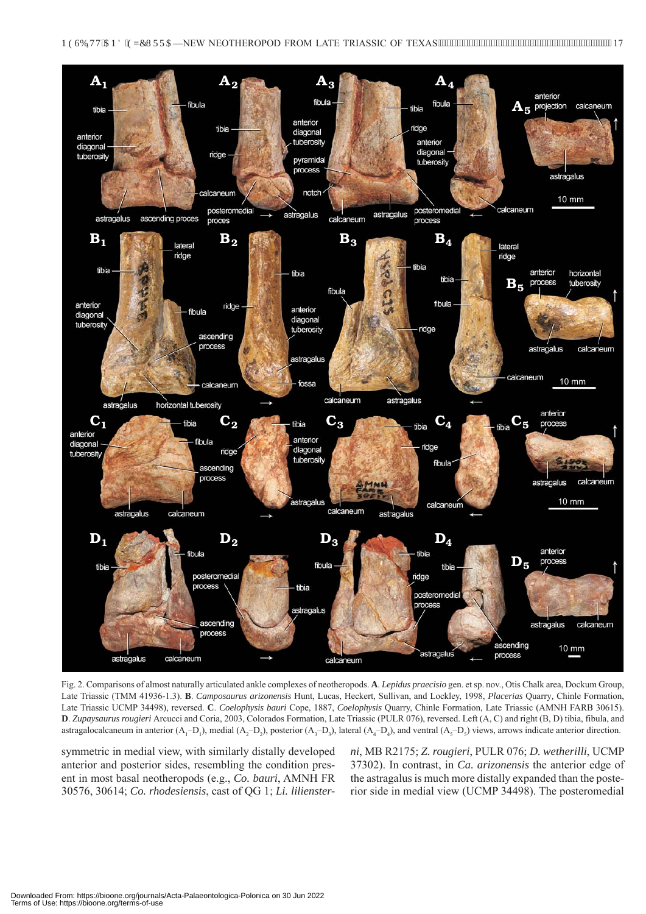Fig. 2. Comparisons of almost naturally articulated ankle complexes of neotheropods. **A**. *Lepidus praecisio* gen. et sp. nov., Otis Chalk area, Dockum Group, Late Triassic (TMM 41936-1.3). **B**. *Camposaurus arizonensis* Hunt, Lucas, Heckert, Sullivan, and Lockley, 1998, *Placerias* Quarry, Chinle Formation, Late Triassic UCMP 34498), reversed. **C**. *Coelophysis bauri* Cope, 1887, *Coelophysis* Quarry, Chinle Formation, Late Triassic (AMNH FARB 30615). **D**. *Zupaysaurus rougieri* Arcucci and Coria, 2003, Colorados Formation, Late Triassic (PULR 076), reversed. Left (A, C) and right (B, D) tibia, fibula, and astragalocalcaneum in anterior ($A_1$–$D_1$), medial ($A_2$–$D_2$), posterior ($A_3$–$D_3$), lateral ($A_4$–$D_4$), and ventral ($A_5$–$D_5$) views, arrows indicate anterior direction.

symmetric in medial view, with similarly distally developed anterior and posterior sides, resembling the condition present in most basal neotheropods (e.g., *Co. bauri*, AMNH FR 30576, 30614; *Co. rhodesiensis*, cast of QG 1; *Li. liliensterni*, MB R2175; *Z. rougieri*, PULR 076; *D. wetherilli*, UCMP 37302). In contrast, in *Ca. arizonensis* the anterior edge of the astragalus is much more distally expanded than the posterior side in medial view (UCMP 34498). The posteromedial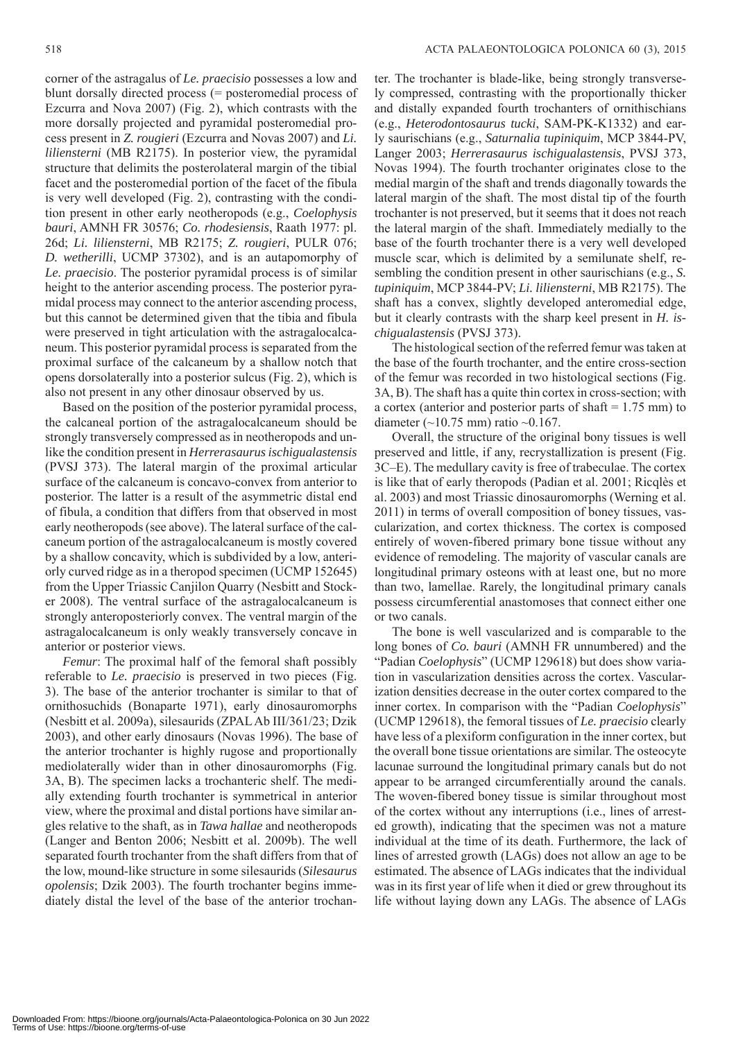corner of the astragalus of *Le. praecisio* possesses a low and blunt dorsally directed process (= posteromedial process of Ezcurra and Nova 2007) (Fig. 2), which contrasts with the more dorsally projected and pyramidal posteromedial process present in *Z. rougieri* (Ezcurra and Novas 2007) and *Li. liliensterni* (MB R2175). In posterior view, the pyramidal structure that delimits the posterolateral margin of the tibial facet and the posteromedial portion of the facet of the fibula is very well developed (Fig. 2), contrasting with the condition present in other early neotheropods (e.g., *Coelophysis bauri*, AMNH FR 30576; *Co. rhodesiensis*, Raath 1977: pl. 26d; *Li. liliensterni*, MB R2175; *Z. rougieri*, PULR 076; *D. wetherilli*, UCMP 37302), and is an autapomorphy of *Le. praecisio*. The posterior pyramidal process is of similar height to the anterior ascending process. The posterior pyramidal process may connect to the anterior ascending process, but this cannot be determined given that the tibia and fibula were preserved in tight articulation with the astragalocalcaneum. This posterior pyramidal process is separated from the proximal surface of the calcaneum by a shallow notch that opens dorsolaterally into a posterior sulcus (Fig. 2), which is also not present in any other dinosaur observed by us.

Based on the position of the posterior pyramidal process, the calcaneal portion of the astragalocalcaneum should be strongly transversely compressed as in neotheropods and unlike the condition present in *Herrerasaurus ischigualastensis* (PVSJ 373). The lateral margin of the proximal articular surface of the calcaneum is concavo-convex from anterior to posterior. The latter is a result of the asymmetric distal end of fibula, a condition that differs from that observed in most early neotheropods (see above). The lateral surface of the calcaneum portion of the astragalocalcaneum is mostly covered by a shallow concavity, which is subdivided by a low, anteriorly curved ridge as in a theropod specimen (UCMP 152645) from the Upper Triassic Canjilon Quarry (Nesbitt and Stocker 2008). The ventral surface of the astragalocalcaneum is strongly anteroposteriorly convex. The ventral margin of the astragalocalcaneum is only weakly transversely concave in anterior or posterior views.

*Femur*: The proximal half of the femoral shaft possibly referable to *Le. praecisio* is preserved in two pieces (Fig. 3). The base of the anterior trochanter is similar to that of ornithosuchids (Bonaparte 1971), early dinosauromorphs (Nesbitt et al. 2009a), silesaurids (ZPAL Ab III/361/23; Dzik 2003), and other early dinosaurs (Novas 1996). The base of the anterior trochanter is highly rugose and proportionally mediolaterally wider than in other dinosauromorphs (Fig. 3A, B). The specimen lacks a trochanteric shelf. The medially extending fourth trochanter is symmetrical in anterior view, where the proximal and distal portions have similar angles relative to the shaft, as in *Tawa hallae* and neotheropods (Langer and Benton 2006; Nesbitt et al. 2009b). The well separated fourth trochanter from the shaft differs from that of the low, mound-like structure in some silesaurids (*Silesaurus opolensis*; Dzik 2003). The fourth trochanter begins immediately distal the level of the base of the anterior trochanter. The trochanter is blade-like, being strongly transversely compressed, contrasting with the proportionally thicker and distally expanded fourth trochanters of ornithischians (e.g., *Heterodontosaurus tucki*, SAM-PK-K1332) and early saurischians (e.g., *Saturnalia tupiniquim*, MCP 3844-PV, Langer 2003; *Herrerasaurus ischigualastensis*, PVSJ 373, Novas 1994). The fourth trochanter originates close to the medial margin of the shaft and trends diagonally towards the lateral margin of the shaft. The most distal tip of the fourth trochanter is not preserved, but it seems that it does not reach the lateral margin of the shaft. Immediately medially to the base of the fourth trochanter there is a very well developed muscle scar, which is delimited by a semilunate shelf, resembling the condition present in other saurischians (e.g., *S. tupiniquim*, MCP 3844-PV; *Li. liliensterni*, MB R2175). The shaft has a convex, slightly developed anteromedial edge, but it clearly contrasts with the sharp keel present in *H. ischigualastensis* (PVSJ 373).

The histological section of the referred femur was taken at the base of the fourth trochanter, and the entire cross-section of the femur was recorded in two histological sections (Fig. 3A, B). The shaft has a quite thin cortex in cross-section; with a cortex (anterior and posterior parts of shaft = 1.75 mm) to diameter (~10.75 mm) ratio ~0.167.

Overall, the structure of the original bony tissues is well preserved and little, if any, recrystallization is present (Fig. 3C–E). The medullary cavity is free of trabeculae. The cortex is like that of early theropods (Padian et al. 2001; Ricqlès et al. 2003) and most Triassic dinosauromorphs (Werning et al. 2011) in terms of overall composition of boney tissues, vascularization, and cortex thickness. The cortex is composed entirely of woven-fibered primary bone tissue without any evidence of remodeling. The majority of vascular canals are longitudinal primary osteons with at least one, but no more than two, lamellae. Rarely, the longitudinal primary canals possess circumferential anastomoses that connect either one or two canals.

The bone is well vascularized and is comparable to the long bones of *Co. bauri* (AMNH FR unnumbered) and the "Padian *Coelophysis*" (UCMP 129618) but does show variation in vascularization densities across the cortex. Vascularization densities decrease in the outer cortex compared to the inner cortex. In comparison with the "Padian *Coelophysis*" (UCMP 129618), the femoral tissues of *Le. praecisio* clearly have less of a plexiform configuration in the inner cortex, but the overall bone tissue orientations are similar. The osteocyte lacunae surround the longitudinal primary canals but do not appear to be arranged circumferentially around the canals. The woven-fibered boney tissue is similar throughout most of the cortex without any interruptions (i.e., lines of arrested growth), indicating that the specimen was not a mature individual at the time of its death. Furthermore, the lack of lines of arrested growth (LAGs) does not allow an age to be estimated. The absence of LAGs indicates that the individual was in its first year of life when it died or grew throughout its life without laying down any LAGs. The absence of LAGs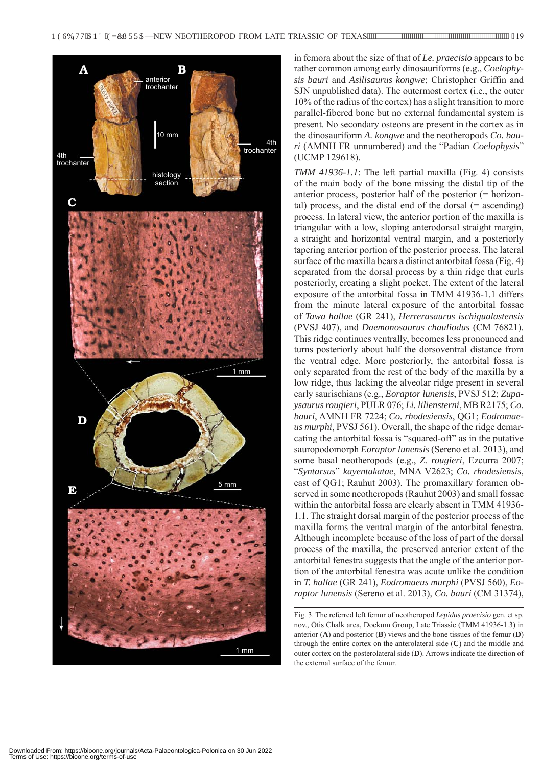in femora about the size of that of *Le. praecisio* appears to be rather common among early dinosauriforms (e.g., *Coelophysis bauri* and *Asilisaurus kongwe*; Christopher Griffin and SJN unpublished data). The outermost cortex (i.e., the outer 10% of the radius of the cortex) has a slight transition to more parallel-fibered bone but no external fundamental system is present. No secondary osteons are present in the cortex as in the dinosauriform *A. kongwe* and the neotheropods *Co. bauri* (AMNH FR unnumbered) and the "Padian *Coelophysis*" (UCMP 129618).

*TMM 41936-1.1*: The left partial maxilla (Fig. 4) consists of the main body of the bone missing the distal tip of the anterior process, posterior half of the posterior (= horizontal) process, and the distal end of the dorsal (= ascending) process. In lateral view, the anterior portion of the maxilla is triangular with a low, sloping anterodorsal straight margin, a straight and horizontal ventral margin, and a posteriorly tapering anterior portion of the posterior process. The lateral surface of the maxilla bears a distinct antorbital fossa (Fig. 4) separated from the dorsal process by a thin ridge that curls posteriorly, creating a slight pocket. The extent of the lateral exposure of the antorbital fossa in TMM 41936-1.1 differs from the minute lateral exposure of the antorbital fossae of *Tawa hallae* (GR 241), *Herrerasaurus ischigualastensis* (PVSJ 407), and *Daemonosaurus chauliodus* (CM 76821). This ridge continues ventrally, becomes less pronounced and turns posteriorly about half the dorsoventral distance from the ventral edge. More posteriorly, the antorbital fossa is only separated from the rest of the body of the maxilla by a low ridge, thus lacking the alveolar ridge present in several early saurischians (e.g., *Eoraptor lunensis*, PVSJ 512; *Zupaysaurus rougieri*, PULR 076; *Li. liliensterni*, MB R2175; *Co. bauri*, AMNH FR 7224; *Co. rhodesiensis*, QG1; *Eodromaeus murphi*, PVSJ 561). Overall, the shape of the ridge demarcating the antorbital fossa is "squared-off" as in the putative sauropodomorph *Eoraptor lunensis* (Sereno et al. 2013), and some basal neotheropods (e.g., *Z. rougieri*, Ezcurra 2007; "*Syntarsus*" *kayentakatae*, MNA V2623; *Co. rhodesiensis*, cast of QG1; Rauhut 2003). The promaxillary foramen observed in some neotheropods (Rauhut 2003) and small fossae within the antorbital fossa are clearly absent in TMM 41936-1.1. The straight dorsal margin of the posterior process of the maxilla forms the ventral margin of the antorbital fenestra. Although incomplete because of the loss of part of the dorsal process of the maxilla, the preserved anterior extent of the antorbital fenestra suggests that the angle of the anterior portion of the antorbital fenestra was acute unlike the condition in *T. hallae* (GR 241), *Eodromaeus murphi* (PVSJ 560), *Eoraptor lunensis* (Sereno et al. 2013), *Co. bauri* (CM 31374),

Fig. 3. The referred left femur of neotheropod *Lepidus praecisio* gen. et sp. nov., Otis Chalk area, Dockum Group, Late Triassic (TMM 41936-1.3) in anterior (**A**) and posterior (**B**) views and the bone tissues of the femur (**D**) through the entire cortex on the anterolateral side (**C**) and the middle and outer cortex on the posterolateral side (**D**). Arrows indicate the direction of the external surface of the femur.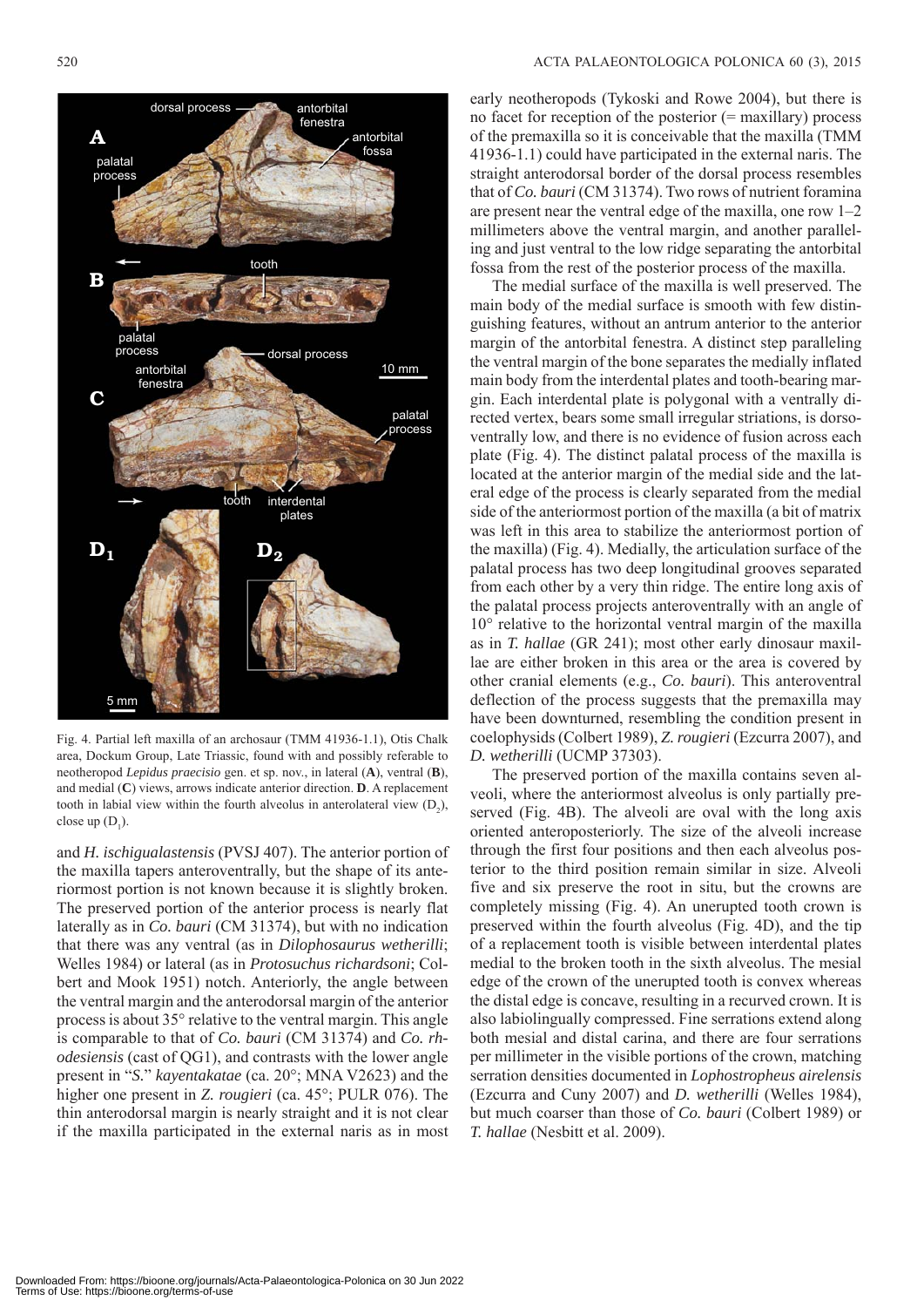Fig. 4. Partial left maxilla of an archosaur (TMM 41936-1.1), Otis Chalk area, Dockum Group, Late Triassic, found with and possibly referable to neotheropod *Lepidus praecisio* gen. et sp. nov., in lateral (**A**), ventral (**B**), and medial (**C**) views, arrows indicate anterior direction. **D**. A replacement tooth in labial view within the fourth alveolus in anterolateral view ($D_2$), close up ($D_1$).

and *H. ischigualastensis* (PVSJ 407). The anterior portion of the maxilla tapers anteroventrally, but the shape of its anteriormost portion is not known because it is slightly broken. The preserved portion of the anterior process is nearly flat laterally as in *Co. bauri* (CM 31374), but with no indication that there was any ventral (as in *Dilophosaurus wetherilli*; Welles 1984) or lateral (as in *Protosuchus richardsoni*; Colbert and Mook 1951) notch. Anteriorly, the angle between the ventral margin and the anterodorsal margin of the anterior process is about 35° relative to the ventral margin. This angle is comparable to that of *Co. bauri* (CM 31374) and *Co. rhodesiensis* (cast of QG1), and contrasts with the lower angle present in "*S.*" *kayentakatae* (ca. 20°; MNA V2623) and the higher one present in *Z. rougieri* (ca. 45°; PULR 076). The thin anterodorsal margin is nearly straight and it is not clear if the maxilla participated in the external naris as in most early neotheropods (Tykoski and Rowe 2004), but there is no facet for reception of the posterior (= maxillary) process of the premaxilla so it is conceivable that the maxilla (TMM 41936-1.1) could have participated in the external naris. The straight anterodorsal border of the dorsal process resembles that of *Co. bauri* (CM 31374). Two rows of nutrient foramina are present near the ventral edge of the maxilla, one row 1–2 millimeters above the ventral margin, and another paralleling and just ventral to the low ridge separating the antorbital fossa from the rest of the posterior process of the maxilla.

The medial surface of the maxilla is well preserved. The main body of the medial surface is smooth with few distinguishing features, without an antrum anterior to the anterior margin of the antorbital fenestra. A distinct step paralleling the ventral margin of the bone separates the medially inflated main body from the interdental plates and tooth-bearing margin. Each interdental plate is polygonal with a ventrally directed vertex, bears some small irregular striations, is dorsoventrally low, and there is no evidence of fusion across each plate (Fig. 4). The distinct palatal process of the maxilla is located at the anterior margin of the medial side and the lateral edge of the process is clearly separated from the medial side of the anteriormost portion of the maxilla (a bit of matrix was left in this area to stabilize the anteriormost portion of the maxilla) (Fig. 4). Medially, the articulation surface of the palatal process has two deep longitudinal grooves separated from each other by a very thin ridge. The entire long axis of the palatal process projects anteroventrally with an angle of 10° relative to the horizontal ventral margin of the maxilla as in *T. hallae* (GR 241); most other early dinosaur maxillae are either broken in this area or the area is covered by other cranial elements (e.g., *Co. bauri*). This anteroventral deflection of the process suggests that the premaxilla may have been downturned, resembling the condition present in coelophysids (Colbert 1989), *Z. rougieri* (Ezcurra 2007), and *D. wetherilli* (UCMP 37303).

The preserved portion of the maxilla contains seven alveoli, where the anteriormost alveolus is only partially preserved (Fig. 4B). The alveoli are oval with the long axis oriented anteroposteriorly. The size of the alveoli increase through the first four positions and then each alveolus posterior to the third position remain similar in size. Alveoli five and six preserve the root in situ, but the crowns are completely missing (Fig. 4). An unerupted tooth crown is preserved within the fourth alveolus (Fig. 4D), and the tip of a replacement tooth is visible between interdental plates medial to the broken tooth in the sixth alveolus. The mesial edge of the crown of the unerupted tooth is convex whereas the distal edge is concave, resulting in a recurved crown. It is also labiolingually compressed. Fine serrations extend along both mesial and distal carina, and there are four serrations per millimeter in the visible portions of the crown, matching serration densities documented in *Lophostropheus airelensis* (Ezcurra and Cuny 2007) and *D. wetherilli* (Welles 1984), but much coarser than those of *Co. bauri* (Colbert 1989) or *T. hallae* (Nesbitt et al. 2009).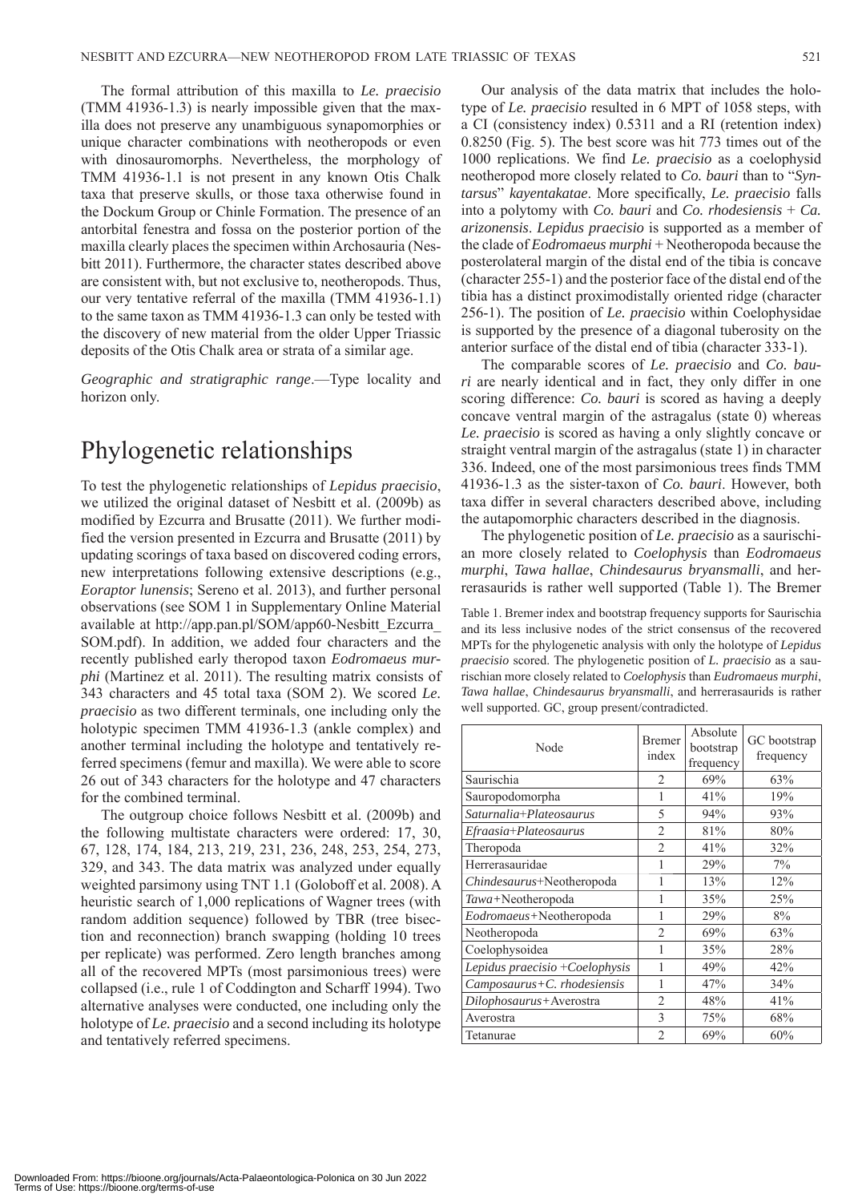The formal attribution of this maxilla to *Le. praecisio* (TMM 41936-1.3) is nearly impossible given that the maxilla does not preserve any unambiguous synapomorphies or unique character combinations with neotheropods or even with dinosauromorphs. Nevertheless, the morphology of TMM 41936-1.1 is not present in any known Otis Chalk taxa that preserve skulls, or those taxa otherwise found in the Dockum Group or Chinle Formation. The presence of an antorbital fenestra and fossa on the posterior portion of the maxilla clearly places the specimen within Archosauria (Nesbitt 2011). Furthermore, the character states described above are consistent with, but not exclusive to, neotheropods. Thus, our very tentative referral of the maxilla (TMM 41936-1.1) to the same taxon as TMM 41936-1.3 can only be tested with the discovery of new material from the older Upper Triassic deposits of the Otis Chalk area or strata of a similar age.

*Geographic and stratigraphic range*.—Type locality and horizon only.

# Phylogenetic relationships

To test the phylogenetic relationships of *Lepidus praecisio*, we utilized the original dataset of Nesbitt et al. (2009b) as modified by Ezcurra and Brusatte (2011). We further modified the version presented in Ezcurra and Brusatte (2011) by updating scorings of taxa based on discovered coding errors, new interpretations following extensive descriptions (e.g., *Eoraptor lunensis*; Sereno et al. 2013), and further personal observations (see SOM 1 in Supplementary Online Material available at http://app.pan.pl/SOM/app60-Nesbitt_Ezcurra_SOM.pdf). In addition, we added four characters and the recently published early theropod taxon *Eodromaeus murphi* (Martinez et al. 2011). The resulting matrix consists of 343 characters and 45 total taxa (SOM 2). We scored *Le. praecisio* as two different terminals, one including only the holotypic specimen TMM 41936-1.3 (ankle complex) and another terminal including the holotype and tentatively referred specimens (femur and maxilla). We were able to score 26 out of 343 characters for the holotype and 47 characters for the combined terminal.

The outgroup choice follows Nesbitt et al. (2009b) and the following multistate characters were ordered: 17, 30, 67, 128, 174, 184, 213, 219, 231, 236, 248, 253, 254, 273, 329, and 343. The data matrix was analyzed under equally weighted parsimony using TNT 1.1 (Goloboff et al. 2008). A heuristic search of 1,000 replications of Wagner trees (with random addition sequence) followed by TBR (tree bisection and reconnection) branch swapping (holding 10 trees per replicate) was performed. Zero length branches among all of the recovered MPTs (most parsimonious trees) were collapsed (i.e., rule 1 of Coddington and Scharff 1994). Two alternative analyses were conducted, one including only the holotype of *Le. praecisio* and a second including its holotype and tentatively referred specimens.

Our analysis of the data matrix that includes the holotype of *Le. praecisio* resulted in 6 MPT of 1058 steps, with a CI (consistency index) 0.5311 and a RI (retention index) 0.8250 (Fig. 5). The best score was hit 773 times out of the 1000 replications. We find *Le. praecisio* as a coelophysid neotheropod more closely related to *Co. bauri* than to "*Syntarsus*" *kayentakatae*. More specifically, *Le. praecisio* falls into a polytomy with *Co. bauri* and *Co. rhodesiensis* + *Ca. arizonensis*. *Lepidus praecisio* is supported as a member of the clade of *Eodromaeus murphi* + Neotheropoda because the posterolateral margin of the distal end of the tibia is concave (character 255-1) and the posterior face of the distal end of the tibia has a distinct proximodistally oriented ridge (character 256-1). The position of *Le. praecisio* within Coelophysidae is supported by the presence of a diagonal tuberosity on the anterior surface of the distal end of tibia (character 333-1).

The comparable scores of *Le. praecisio* and *Co. bauri* are nearly identical and in fact, they only differ in one scoring difference: *Co. bauri* is scored as having a deeply concave ventral margin of the astragalus (state 0) whereas *Le. praecisio* is scored as having a only slightly concave or straight ventral margin of the astragalus (state 1) in character 336. Indeed, one of the most parsimonious trees finds TMM 41936-1.3 as the sister-taxon of *Co. bauri*. However, both taxa differ in several characters described above, including the autapomorphic characters described in the diagnosis.

The phylogenetic position of *Le. praecisio* as a saurischian more closely related to *Coelophysis* than *Eodromaeus murphi*, *Tawa hallae*, *Chindesaurus bryansmalli*, and herrerasaurids is rather well supported (Table 1). The Bremer

Table 1. Bremer index and bootstrap frequency supports for Saurischia and its less inclusive nodes of the strict consensus of the recovered MPTs for the phylogenetic analysis with only the holotype of *Lepidus praecisio* scored. The phylogenetic position of *L. praecisio* as a saurischian more closely related to *Coelophysis* than *Eodromaeus murphi*, *Tawa hallae*, *Chindesaurus bryansmalli*, and herrerasaurids is rather well supported. GC, group present/contradicted.

| Node | Bremer index | Absolute bootstrap frequency | GC bootstrap frequency |
|---|---|---|---|
| Saurischia | 2 | 69% | 63% |
| Sauropodomorpha | 1 | 41% | 19% |
| *Saturnalia*+*Plateosaurus* | 5 | 94% | 93% |
| *Efraasia*+*Plateosaurus* | 2 | 81% | 80% |
| Theropoda | 2 | 41% | 32% |
| Herrerasauridae | 1 | 29% | 7% |
| *Chindesaurus*+Neotheropoda | 1 | 13% | 12% |
| *Tawa*+Neotheropoda | 1 | 35% | 25% |
| *Eodromaeus*+Neotheropoda | 1 | 29% | 8% |
| Neotheropoda | 2 | 69% | 63% |
| Coelophysoidea | 1 | 35% | 28% |
| *Lepidus praecisio* +*Coelophysis* | 1 | 49% | 42% |
| *Camposaurus*+*C. rhodesiensis* | 1 | 47% | 34% |
| *Dilophosaurus*+Averostra | 2 | 48% | 41% |
| Averostra | 3 | 75% | 68% |
| Tetanurae | 2 | 69% | 60% |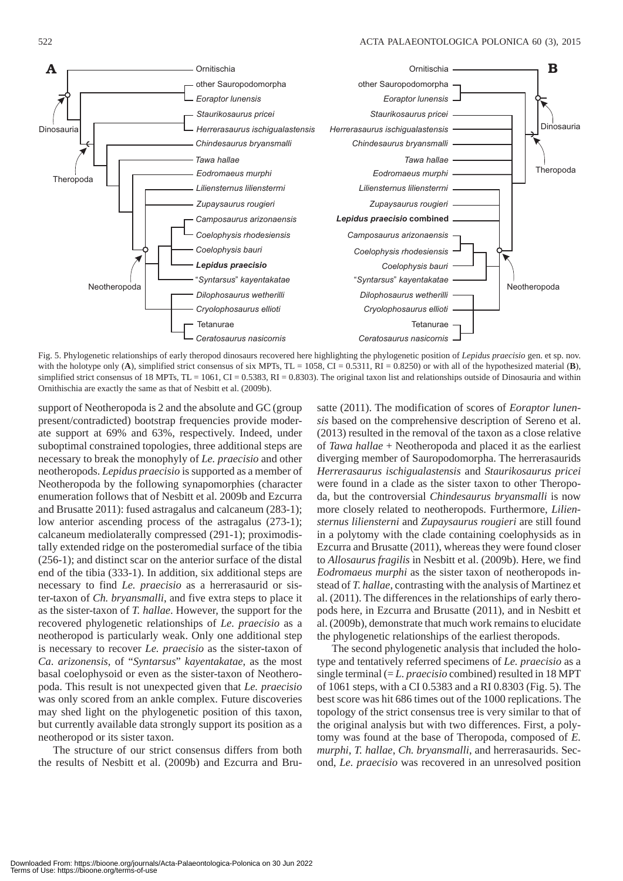Fig. 5. Phylogenetic relationships of early theropod dinosaurs recovered here highlighting the phylogenetic position of *Lepidus praecisio* gen. et sp. nov. with the holotype only (**A**), simplified strict consensus of six MPTs, TL = 1058, CI = 0.5311, RI = 0.8250) or with all of the hypothesized material (**B**), simplified strict consensus of 18 MPTs, TL = 1061, CI = 0.5383, RI = 0.8303). The original taxon list and relationships outside of Dinosauria and within Ornithischia are exactly the same as that of Nesbitt et al. (2009b).

support of Neotheropoda is 2 and the absolute and GC (group present/contradicted) bootstrap frequencies provide moderate support at 69% and 63%, respectively. Indeed, under suboptimal constrained topologies, three additional steps are necessary to break the monophyly of *Le. praecisio* and other neotheropods. *Lepidus praecisio* is supported as a member of Neotheropoda by the following synapomorphies (character enumeration follows that of Nesbitt et al. 2009b and Ezcurra and Brusatte 2011): fused astragalus and calcaneum (283-1); low anterior ascending process of the astragalus (273-1); calcaneum mediolaterally compressed (291-1); proximodistally extended ridge on the posteromedial surface of the tibia (256-1); and distinct scar on the anterior surface of the distal end of the tibia (333-1). In addition, six additional steps are necessary to find *Le. praecisio* as a herrerasaurid or sister-taxon of *Ch. bryansmalli*, and five extra steps to place it as the sister-taxon of *T. hallae*. However, the support for the recovered phylogenetic relationships of *Le. praecisio* as a neotheropod is particularly weak. Only one additional step is necessary to recover *Le. praecisio* as the sister-taxon of *Ca. arizonensis*, of "*Syntarsus*" *kayentakatae*, as the most basal coelophysoid or even as the sister-taxon of Neotheropoda. This result is not unexpected given that *Le. praecisio* was only scored from an ankle complex. Future discoveries may shed light on the phylogenetic position of this taxon, but currently available data strongly support its position as a neotheropod or its sister taxon.

The structure of our strict consensus differs from both the results of Nesbitt et al. (2009b) and Ezcurra and Brusatte (2011). The modification of scores of *Eoraptor lunensis* based on the comprehensive description of Sereno et al. (2013) resulted in the removal of the taxon as a close relative of *Tawa hallae* + Neotheropoda and placed it as the earliest diverging member of Sauropodomorpha. The herrerasaurids *Herrerasaurus ischigualastensis* and *Staurikosaurus pricei* were found in a clade as the sister taxon to other Theropoda, but the controversial *Chindesaurus bryansmalli* is now more closely related to neotheropods. Furthermore, *Liliensternus liliensterni* and *Zupaysaurus rougieri* are still found in a polytomy with the clade containing coelophysids as in Ezcurra and Brusatte (2011), whereas they were found closer to *Allosaurus fragilis* in Nesbitt et al. (2009b). Here, we find *Eodromaeus murphi* as the sister taxon of neotheropods instead of *T. hallae*, contrasting with the analysis of Martinez et al. (2011). The differences in the relationships of early theropods here, in Ezcurra and Brusatte (2011), and in Nesbitt et al. (2009b), demonstrate that much work remains to elucidate the phylogenetic relationships of the earliest theropods.

The second phylogenetic analysis that included the holotype and tentatively referred specimens of *Le. praecisio* as a single terminal (= *L. praecisio* combined) resulted in 18 MPT of 1061 steps, with a CI 0.5383 and a RI 0.8303 (Fig. 5). The best score was hit 686 times out of the 1000 replications. The topology of the strict consensus tree is very similar to that of the original analysis but with two differences. First, a polytomy was found at the base of Theropoda, composed of *E. murphi*, *T. hallae*, *Ch. bryansmalli*, and herrerasaurids. Second, *Le. praecisio* was recovered in an unresolved position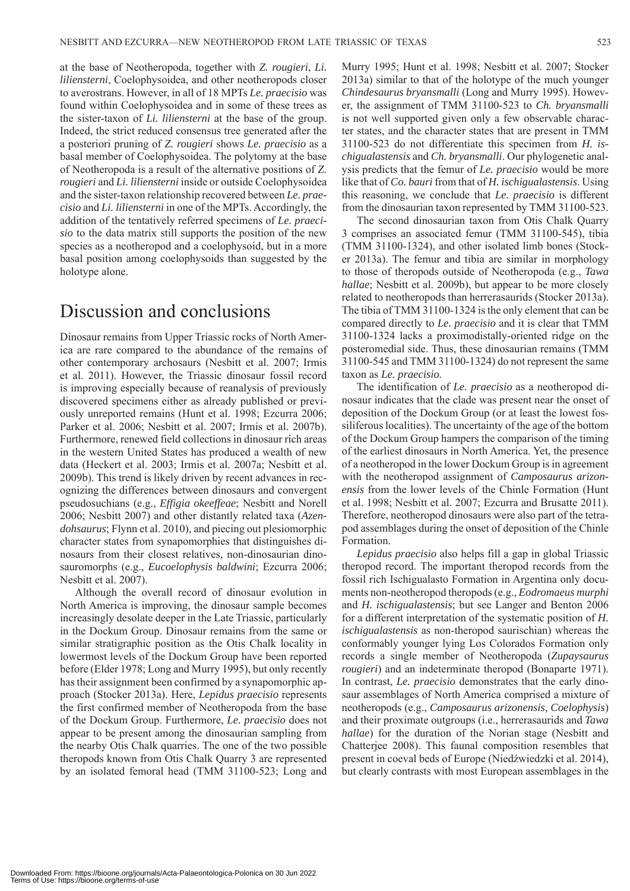at the base of Neotheropoda, together with *Z. rougieri*, *Li. liliensterni*, Coelophysoidea, and other neotheropods closer to averostrans. However, in all of 18 MPTs *Le. praecisio* was found within Coelophysoidea and in some of these trees as the sister-taxon of *Li. liliensterni* at the base of the group. Indeed, the strict reduced consensus tree generated after the a posteriori pruning of *Z. rougieri* shows *Le. praecisio* as a basal member of Coelophysoidea. The polytomy at the base of Neotheropoda is a result of the alternative positions of *Z. rougieri* and *Li. liliensterni* inside or outside Coelophysoidea and the sister-taxon relationship recovered between *Le. praecisio* and *Li. liliensterni* in one of the MPTs. Accordingly, the addition of the tentatively referred specimens of *Le. praecisio* to the data matrix still supports the position of the new species as a neotheropod and a coelophysoid, but in a more basal position among coelophysoids than suggested by the holotype alone.

# Discussion and conclusions

Dinosaur remains from Upper Triassic rocks of North America are rare compared to the abundance of the remains of other contemporary archosaurs (Nesbitt et al. 2007; Irmis et al. 2011). However, the Triassic dinosaur fossil record is improving especially because of reanalysis of previously discovered specimens either as already published or previously unreported remains (Hunt et al. 1998; Ezcurra 2006; Parker et al. 2006; Nesbitt et al. 2007; Irmis et al. 2007b). Furthermore, renewed field collections in dinosaur rich areas in the western United States has produced a wealth of new data (Heckert et al. 2003; Irmis et al. 2007a; Nesbitt et al. 2009b). This trend is likely driven by recent advances in recognizing the differences between dinosaurs and convergent pseudosuchians (e.g., *Effigia okeeffeae*; Nesbitt and Norell 2006; Nesbitt 2007) and other distantly related taxa (*Azendohsaurus*; Flynn et al. 2010), and piecing out plesiomorphic character states from synapomorphies that distinguishes dinosaurs from their closest relatives, non-dinosaurian dinosauromorphs (e.g., *Eucoelophysis baldwini*; Ezcurra 2006; Nesbitt et al. 2007).

Although the overall record of dinosaur evolution in North America is improving, the dinosaur sample becomes increasingly desolate deeper in the Late Triassic, particularly in the Dockum Group. Dinosaur remains from the same or similar stratigraphic position as the Otis Chalk locality in lowermost levels of the Dockum Group have been reported before (Elder 1978; Long and Murry 1995), but only recently has their assignment been confirmed by a synapomorphic approach (Stocker 2013a). Here, *Lepidus praecisio* represents the first confirmed member of Neotheropoda from the base of the Dockum Group. Furthermore, *Le. praecisio* does not appear to be present among the dinosaurian sampling from the nearby Otis Chalk quarries. The one of the two possible theropods known from Otis Chalk Quarry 3 are represented by an isolated femoral head (TMM 31100-523; Long and Murry 1995; Hunt et al. 1998; Nesbitt et al. 2007; Stocker 2013a) similar to that of the holotype of the much younger *Chindesaurus bryansmalli* (Long and Murry 1995). However, the assignment of TMM 31100-523 to *Ch. bryansmalli* is not well supported given only a few observable character states, and the character states that are present in TMM 31100-523 do not differentiate this specimen from *H. ischigualastensis* and *Ch. bryansmalli*. Our phylogenetic analysis predicts that the femur of *Le. praecisio* would be more like that of *Co. bauri* from that of *H. ischigualastensis*. Using this reasoning, we conclude that *Le. praecisio* is different from the dinosaurian taxon represented by TMM 31100-523.

The second dinosaurian taxon from Otis Chalk Quarry 3 comprises an associated femur (TMM 31100-545), tibia (TMM 31100-1324), and other isolated limb bones (Stocker 2013a). The femur and tibia are similar in morphology to those of theropods outside of Neotheropoda (e.g., *Tawa hallae*; Nesbitt et al. 2009b), but appear to be more closely related to neotheropods than herrerasaurids (Stocker 2013a). The tibia of TMM 31100-1324 is the only element that can be compared directly to *Le. praecisio* and it is clear that TMM 31100-1324 lacks a proximodistally-oriented ridge on the posteromedial side. Thus, these dinosaurian remains (TMM 31100-545 and TMM 31100-1324) do not represent the same taxon as *Le. praecisio*.

The identification of *Le. praecisio* as a neotheropod dinosaur indicates that the clade was present near the onset of deposition of the Dockum Group (or at least the lowest fossiliferous localities). The uncertainty of the age of the bottom of the Dockum Group hampers the comparison of the timing of the earliest dinosaurs in North America. Yet, the presence of a neotheropod in the lower Dockum Group is in agreement with the neotheropod assignment of *Camposaurus arizonensis* from the lower levels of the Chinle Formation (Hunt et al. 1998; Nesbitt et al. 2007; Ezcurra and Brusatte 2011). Therefore, neotheropod dinosaurs were also part of the tetrapod assemblages during the onset of deposition of the Chinle Formation.

*Lepidus praecisio* also helps fill a gap in global Triassic theropod record. The important theropod records from the fossil rich Ischigualasto Formation in Argentina only documents non-neotheropod theropods (e.g., *Eodromaeus murphi* and *H. ischigualastensis*; but see Langer and Benton 2006 for a different interpretation of the systematic position of *H. ischigualastensis* as non-theropod saurischian) whereas the conformably younger lying Los Colorados Formation only records a single member of Neotheropoda (*Zupaysaurus rougieri*) and an indeterminate theropod (Bonaparte 1971). In contrast, *Le. praecisio* demonstrates that the early dinosaur assemblages of North America comprised a mixture of neotheropods (e.g., *Camposaurus arizonensis*, *Coelophysis*) and their proximate outgroups (i.e., herrerasaurids and *Tawa hallae*) for the duration of the Norian stage (Nesbitt and Chatterjee 2008). This faunal composition resembles that present in coeval beds of Europe (Niedźwiedzki et al. 2014), but clearly contrasts with most European assemblages in the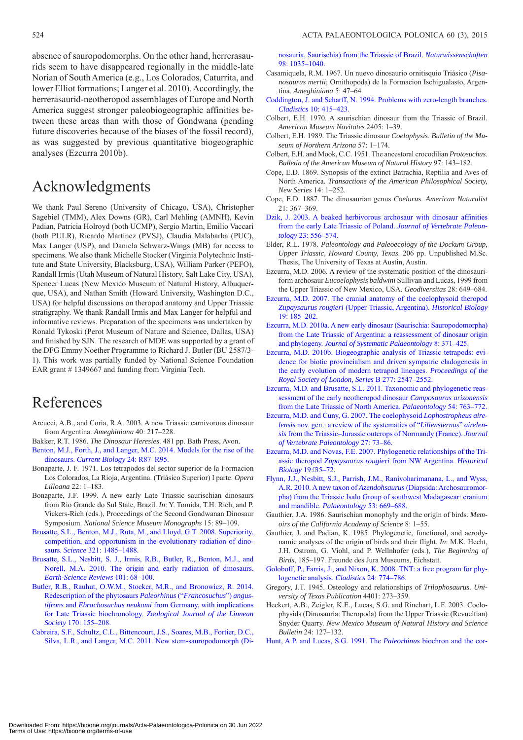absence of sauropodomorphs. On the other hand, herrerasaurids seem to have disappeared regionally in the middle-late Norian of South America (e.g., Los Colorados, Caturrita, and lower Elliot formations; Langer et al. 2010). Accordingly, the herrerasaurid-neotheropod assemblages of Europe and North America suggest stronger paleobiogeographic affinities between these areas than with those of Gondwana (pending future discoveries because of the biases of the fossil record), as was suggested by previous quantitative biogeographic analyses (Ezcurra 2010b).

## Acknowledgments

We thank Paul Sereno (University of Chicago, USA), Christopher Sagebiel (TMM), Alex Downs (GR), Carl Mehling (AMNH), Kevin Padian, Patricia Holroyd (both UCMP), Sergio Martin, Emilio Vaccari (both PULR), Ricardo Martínez (PVSJ), Claudia Malabarba (PUC), Max Langer (USP), and Daniela Schwarz-Wings (MB) for access to specimens. We also thank Michelle Stocker (Virginia Polytechnic Institute and State University, Blacksburg, USA), William Parker (PEFO), Randall Irmis (Utah Museum of Natural History, Salt Lake City, USA), Spencer Lucas (New Mexico Museum of Natural History, Albuquerque, USA), and Nathan Smith (Howard University, Washington D.C., USA) for helpful discussions on theropod anatomy and Upper Triassic stratigraphy. We thank Randall Irmis and Max Langer for helpful and informative reviews. Preparation of the specimens was undertaken by Ronald Tykoski (Perot Museum of Nature and Science, Dallas, USA) and finished by SJN. The research of MDE was supported by a grant of the DFG Emmy Noether Programme to Richard J. Butler (BU 2587/3-1). This work was partially funded by National Science Foundation EAR grant # 1349667 and funding from Virginia Tech.

## References

Arcucci, A.B., and Coria, R.A. 2003. A new Triassic carnivorous dinosaur from Argentina. *Ameghiniana* 40: 217–228.

Bakker, R.T. 1986. *The Dinosaur Heresies*. 481 pp. Bath Press, Avon.

Benton, M.J., Forth, J., and Langer, M.C. 2014. Models for the rise of the dinosaurs. *Current Biology* 24: R87–R95.

Bonaparte, J. F. 1971. Los tetrapodos del sector superior de la Formacion Los Colorados, La Rioja, Argentina. (Triásico Superior) I parte. *Opera Lilloana* 22: 1–183.

Bonaparte, J.F. 1999. A new early Late Triassic saurischian dinosaurs from Rio Grande do Sul State, Brazil. *In*: Y. Tomida, T.H. Rich, and P. Vickers-Rich (eds.), Proceedings of the Second Gondwanan Dinosaur Symposium. *National Science Museum Monographs* 15: 89–109.

Brusatte, S.L., Benton, M.J., Ruta, M., and Lloyd, G.T. 2008. Superiority, competition, and opportunism in the evolutionary radiation of dinosaurs. *Science* 321: 1485–1488.

Brusatte, S.L., Nesbitt, S. J., Irmis, R.B., Butler, R., Benton, M.J., and Norell, M.A. 2010. The origin and early radiation of dinosaurs. *Earth-Science Reviews* 101: 68–100.

Butler, R.B., Rauhut, O.W.M., Stocker, M.R., and Bronowicz, R. 2014. Redescription of the phytosaurs *Paleorhinus* ("*Francosuchus*") *angustifrons* and *Ebrachosuchus neukami* from Germany, with implications for Late Triassic biochronology. *Zoological Journal of the Linnean Society* 170: 155–208.

Cabreira, S.F., Schultz, C.L., Bittencourt, J.S., Soares, M.B., Fortier, D.C., Silva, L.R., and Langer, M.C. 2011. New stem-sauropodomorph (Dinosauria, Saurischia) from the Triassic of Brazil. *Naturwissenschaften* 98: 1035–1040.

Casamiquela, R.M. 1967. Un nuevo dinosaurio ornitisquio Triásico (*Pisanosaurus mertii*; Ornithopoda) de la Formacion Ischigualasto, Argentina. *Ameghiniana* 5: 47–64.

Coddington, J. and Scharff, N. 1994. Problems with zero-length branches. *Cladistics* 10: 415–423.

Colbert, E.H. 1970. A saurischian dinosaur from the Triassic of Brazil. *American Museum Novitates* 2405: 1–39.

Colbert, E.H. 1989. The Triassic dinosaur *Coelophysis*. *Bulletin of the Museum of Northern Arizona* 57: 1–174.

Colbert, E.H. and Mook, C.C. 1951. The ancestoral crocodilian *Protosuchus*. *Bulletin of the American Museum of Natural History* 97: 143–182.

Cope, E.D. 1869. Synopsis of the extinct Batrachia, Reptilia and Aves of North America. *Transactions of the American Philosophical Society, New Series* 14: 1–252.

Cope, E.D. 1887. The dinosaurian genus *Coelurus*. *American Naturalist* 21: 367–369.

Dzik, J. 2003. A beaked herbivorous archosaur with dinosaur affinities from the early Late Triassic of Poland. *Journal of Vertebrate Paleontology* 23: 556–574.

Elder, R.L. 1978. *Paleontology and Paleoecology of the Dockum Group, Upper Triassic, Howard County, Texas*. 206 pp. Unpublished M.Sc. Thesis, The University of Texas at Austin, Austin.

Ezcurra, M.D. 2006. A review of the systematic position of the dinosauriform archosaur *Eucoelophysis baldwini* Sullivan and Lucas, 1999 from the Upper Triassic of New Mexico, USA. *Geodiversitas* 28: 649–684.

Ezcurra, M.D. 2007. The cranial anatomy of the coelophysoid theropod *Zupaysaurus rougieri* (Upper Triassic, Argentina). *Historical Biology* 19: 185–202.

Ezcurra, M.D. 2010a. A new early dinosaur (Saurischia: Sauropodomorpha) from the Late Triassic of Argentina: a reassessment of dinosaur origin and phylogeny. *Journal of Systematic Palaeontology* 8: 371–425.

Ezcurra, M.D. 2010b. Biogeographic analysis of Triassic tetrapods: evidence for biotic provincialism and driven sympatric cladogenesis in the early evolution of modern tetrapod lineages. *Proceedings of the Royal Society of London, Series* B 277: 2547–2552.

Ezcurra, M.D. and Brusatte, S.L. 2011. Taxonomic and phylogenetic reassessment of the early neotheropod dinosaur *Camposaurus arizonensis* from the Late Triassic of North America. *Palaeontology* 54: 763–772.

Ezcurra, M.D. and Cuny, G. 2007. The coelophysoid *Lophostropheus airelensis* nov. gen.: a review of the systematics of "*Liliensternus*" *airelensis* from the Triassic–Jurassic outcrops of Normandy (France). *Journal of Vertebrate Paleontology* 27: 73–86.

Ezcurra, M.D. and Novas, F.E. 2007. Phylogenetic relationships of the Triassic theropod *Zupaysaurus rougieri* from NW Argentina. *Historical Biology* 19: 35–72.

Flynn, J.J., Nesbitt, S.J., Parrish, J.M., Ranivoharimanana, L., and Wyss, A.R. 2010. A new taxon of *Azendohsaurus* (Diapsida: Archosauromorpha) from the Triassic Isalo Group of southwest Madagascar: cranium and mandible. *Palaeontology* 53: 669–688.

Gauthier, J.A. 1986. Saurischian monophyly and the origin of birds. *Memoirs of the California Academy of Science* 8: 1–55.

Gauthier, J. and Padian, K. 1985. Phylogenetic, functional, and aerodynamic analyses of the origin of birds and their flight. *In*: M.K. Hecht, J.H. Ostrom, G. Viohl, and P. Wellnhofer (eds.), *The Beginning of Birds*, 185–197. Freunde des Jura Museums, Eichstatt.

Goloboff, P., Farris, J., and Nixon, K. 2008. TNT: a free program for phylogenetic analysis. *Cladistics* 24: 774–786.

Gregory, J.T. 1945. Osteology and relationships of *Trilophosaurus*. *University of Texas Publication* 4401: 273–359.

Heckert, A.B., Zeigler, K.E., Lucas, S.G. and Rinehart, L.F. 2003. Coelophysids (Dinosauria: Theropoda) from the Upper Triassic (Revueltian) Snyder Quarry. *New Mexico Museum of Natural History and Science Bulletin* 24: 127–132.

Hunt, A.P. and Lucas, S.G. 1991. The *Paleorhinus* biochron and the cor-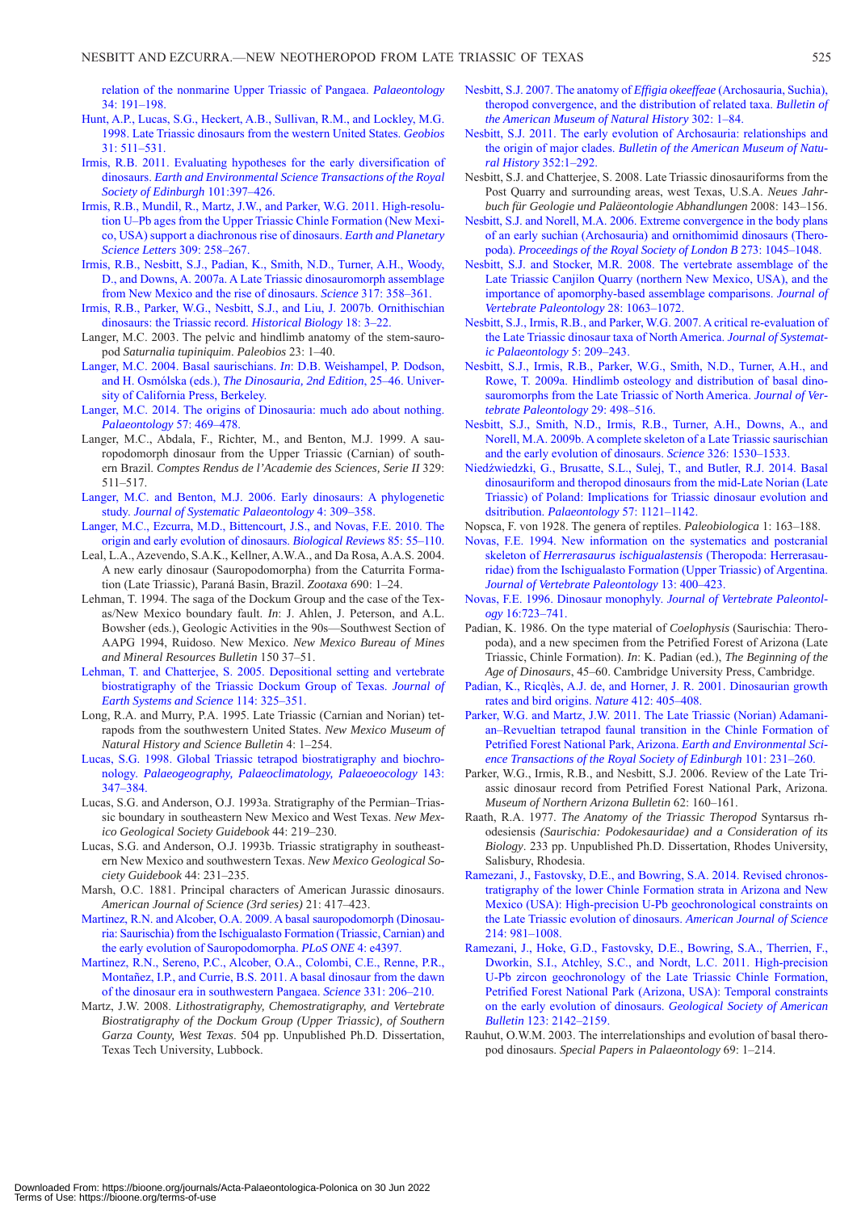relation of the nonmarine Upper Triassic of Pangaea. *Palaeontology* 34: 191–198.

Hunt, A.P., Lucas, S.G., Heckert, A.B., Sullivan, R.M., and Lockley, M.G. 1998. Late Triassic dinosaurs from the western United States. *Geobios* 31: 511–531.

Irmis, R.B. 2011. Evaluating hypotheses for the early diversification of dinosaurs. *Earth and Environmental Science Transactions of the Royal Society of Edinburgh* 101:397–426.

Irmis, R.B., Mundil, R., Martz, J.W., and Parker, W.G. 2011. High-resolution U–Pb ages from the Upper Triassic Chinle Formation (New Mexico, USA) support a diachronous rise of dinosaurs. *Earth and Planetary Science Letters* 309: 258–267.

Irmis, R.B., Nesbitt, S.J., Padian, K., Smith, N.D., Turner, A.H., Woody, D., and Downs, A. 2007a. A Late Triassic dinosauromorph assemblage from New Mexico and the rise of dinosaurs. *Science* 317: 358–361.

Irmis, R.B., Parker, W.G., Nesbitt, S.J., and Liu, J. 2007b. Ornithischian dinosaurs: the Triassic record. *Historical Biology* 18: 3–22.

Langer, M.C. 2003. The pelvic and hindlimb anatomy of the stem-sauropod *Saturnalia tupiniquim*. *Paleobios* 23: 1–40.

Langer, M.C. 2004. Basal saurischians. *In*: D.B. Weishampel, P. Dodson, and H. Osmólska (eds.), *The Dinosauria, 2nd Edition*, 25–46. University of California Press, Berkeley.

Langer, M.C. 2014. The origins of Dinosauria: much ado about nothing. *Palaeontology* 57: 469–478.

Langer, M.C., Abdala, F., Richter, M., and Benton, M.J. 1999. A sauropodomorph dinosaur from the Upper Triassic (Carnian) of southern Brazil. *Comptes Rendus de l'Academie des Sciences, Serie II* 329: 511–517.

Langer, M.C. and Benton, M.J. 2006. Early dinosaurs: A phylogenetic study. *Journal of Systematic Palaeontology* 4: 309–358.

Langer, M.C., Ezcurra, M.D., Bittencourt, J.S., and Novas, F.E. 2010. The origin and early evolution of dinosaurs. *Biological Reviews* 85: 55–110.

Leal, L.A., Azevendo, S.A.K., Kellner, A.W.A., and Da Rosa, A.A.S. 2004. A new early dinosaur (Sauropodomorpha) from the Caturrita Formation (Late Triassic), Paraná Basin, Brazil. *Zootaxa* 690: 1–24.

Lehman, T. 1994. The saga of the Dockum Group and the case of the Texas/New Mexico boundary fault. *In*: J. Ahlen, J. Peterson, and A.L. Bowsher (eds.), Geologic Activities in the 90s—Southwest Section of AAPG 1994, Ruidoso. New Mexico. *New Mexico Bureau of Mines and Mineral Resources Bulletin* 150 37–51.

Lehman, T. and Chatterjee, S. 2005. Depositional setting and vertebrate biostratigraphy of the Triassic Dockum Group of Texas. *Journal of Earth Systems and Science* 114: 325–351.

Long, R.A. and Murry, P.A. 1995. Late Triassic (Carnian and Norian) tetrapods from the southwestern United States. *New Mexico Museum of Natural History and Science Bulletin* 4: 1–254.

Lucas, S.G. 1998. Global Triassic tetrapod biostratigraphy and biochronology. *Palaeogeography, Palaeoclimatology, Palaeoecology* 143: 347–384.

Lucas, S.G. and Anderson, O.J. 1993a. Stratigraphy of the Permian–Triassic boundary in southeastern New Mexico and West Texas. *New Mexico Geological Society Guidebook* 44: 219–230.

Lucas, S.G. and Anderson, O.J. 1993b. Triassic stratigraphy in southeastern New Mexico and southwestern Texas. *New Mexico Geological Society Guidebook* 44: 231–235.

Marsh, O.C. 1881. Principal characters of American Jurassic dinosaurs. *American Journal of Science (3rd series)* 21: 417–423.

Martinez, R.N. and Alcober, O.A. 2009. A basal sauropodomorph (Dinosauria: Saurischia) from the Ischigualasto Formation (Triassic, Carnian) and the early evolution of Sauropodomorpha. *PLoS ONE* 4: e4397.

Martinez, R.N., Sereno, P.C., Alcober, O.A., Colombi, C.E., Renne, P.R., Montañez, I.P., and Currie, B.S. 2011. A basal dinosaur from the dawn of the dinosaur era in southwestern Pangaea. *Science* 331: 206–210.

Martz, J.W. 2008. *Lithostratigraphy, Chemostratigraphy, and Vertebrate Biostratigraphy of the Dockum Group (Upper Triassic), of Southern Garza County, West Texas*. 504 pp. Unpublished Ph.D. Dissertation, Texas Tech University, Lubbock.

Nesbitt, S.J. 2007. The anatomy of *Effigia okeeffeae* (Archosauria, Suchia), theropod convergence, and the distribution of related taxa. *Bulletin of the American Museum of Natural History* 302: 1–84.

Nesbitt, S.J. 2011. The early evolution of Archosauria: relationships and the origin of major clades. *Bulletin of the American Museum of Natural History* 352:1–292.

Nesbitt, S.J. and Chatterjee, S. 2008. Late Triassic dinosauriforms from the Post Quarry and surrounding areas, west Texas, U.S.A. *Neues Jahrbuch für Geologie und Paläeontologie Abhandlungen* 2008: 143–156.

Nesbitt, S.J. and Norell, M.A. 2006. Extreme convergence in the body plans of an early suchian (Archosauria) and ornithomimid dinosaurs (Theropoda). *Proceedings of the Royal Society of London B* 273: 1045–1048.

Nesbitt, S.J. and Stocker, M.R. 2008. The vertebrate assemblage of the Late Triassic Canjilon Quarry (northern New Mexico, USA), and the importance of apomorphy-based assemblage comparisons. *Journal of Vertebrate Paleontology* 28: 1063–1072.

Nesbitt, S.J., Irmis, R.B., and Parker, W.G. 2007. A critical re-evaluation of the Late Triassic dinosaur taxa of North America. *Journal of Systematic Palaeontology* 5: 209–243.

Nesbitt, S.J., Irmis, R.B., Parker, W.G., Smith, N.D., Turner, A.H., and Rowe, T. 2009a. Hindlimb osteology and distribution of basal dinosauromorphs from the Late Triassic of North America. *Journal of Vertebrate Paleontology* 29: 498–516.

Nesbitt, S.J., Smith, N.D., Irmis, R.B., Turner, A.H., Downs, A., and Norell, M.A. 2009b. A complete skeleton of a Late Triassic saurischian and the early evolution of dinosaurs. *Science* 326: 1530–1533.

Niedźwiedzki, G., Brusatte, S.L., Sulej, T., and Butler, R.J. 2014. Basal dinosauriform and theropod dinosaurs from the mid-Late Norian (Late Triassic) of Poland: Implications for Triassic dinosaur evolution and dsitribution. *Palaeontology* 57: 1121–1142.

Nopsca, F. von 1928. The genera of reptiles. *Paleobiologica* 1: 163–188.

Novas, F.E. 1994. New information on the systematics and postcranial skeleton of *Herrerasaurus ischigualastensis* (Theropoda: Herrerasauridae) from the Ischigualasto Formation (Upper Triassic) of Argentina. *Journal of Vertebrate Paleontology* 13: 400–423.

Novas, F.E. 1996. Dinosaur monophyly. *Journal of Vertebrate Paleontology* 16:723–741.

Padian, K. 1986. On the type material of *Coelophysis* (Saurischia: Theropoda), and a new specimen from the Petrified Forest of Arizona (Late Triassic, Chinle Formation). *In*: K. Padian (ed.), *The Beginning of the Age of Dinosaurs*, 45–60. Cambridge University Press, Cambridge.

Padian, K., Ricqlès, A.J. de, and Horner, J. R. 2001. Dinosaurian growth rates and bird origins. *Nature* 412: 405–408.

Parker, W.G. and Martz, J.W. 2011. The Late Triassic (Norian) Adamanian–Revueltian tetrapod faunal transition in the Chinle Formation of Petrified Forest National Park, Arizona. *Earth and Environmental Science Transactions of the Royal Society of Edinburgh* 101: 231–260.

Parker, W.G., Irmis, R.B., and Nesbitt, S.J. 2006. Review of the Late Triassic dinosaur record from Petrified Forest National Park, Arizona. *Museum of Northern Arizona Bulletin* 62: 160–161.

Raath, R.A. 1977. *The Anatomy of the Triassic Theropod* Syntarsus rhodesiensis *(Saurischia: Podokesauridae) and a Consideration of its Biology*. 233 pp. Unpublished Ph.D. Dissertation, Rhodes University, Salisbury, Rhodesia.

Ramezani, J., Fastovsky, D.E., and Bowring, S.A. 2014. Revised chronostratigraphy of the lower Chinle Formation strata in Arizona and New Mexico (USA): High-precision U-Pb geochronological constraints on the Late Triassic evolution of dinosaurs. *American Journal of Science* 214: 981–1008.

Ramezani, J., Hoke, G.D., Fastovsky, D.E., Bowring, S.A., Therrien, F., Dworkin, S.I., Atchley, S.C., and Nordt, L.C. 2011. High-precision U-Pb zircon geochronology of the Late Triassic Chinle Formation, Petrified Forest National Park (Arizona, USA): Temporal constraints on the early evolution of dinosaurs. *Geological Society of American Bulletin* 123: 2142–2159.

Rauhut, O.W.M. 2003. The interrelationships and evolution of basal theropod dinosaurs. *Special Papers in Palaeontology* 69: 1–214.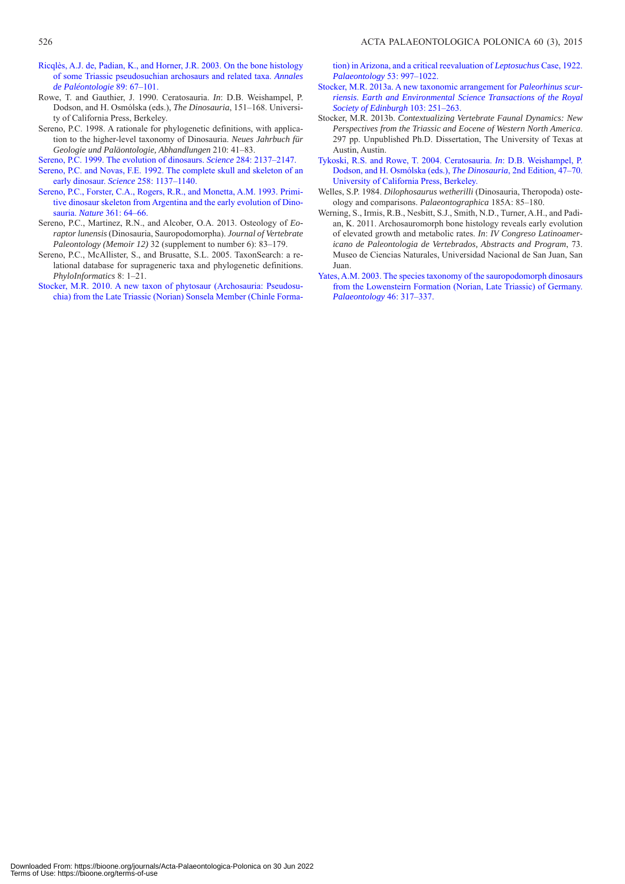Ricqlès, A.J. de, Padian, K., and Horner, J.R. 2003. On the bone histology of some Triassic pseudosuchian archosaurs and related taxa. *Annales de Paléontologie* 89: 67–101.

Rowe, T. and Gauthier, J. 1990. Ceratosauria. *In*: D.B. Weishampel, P. Dodson, and H. Osmólska (eds.), *The Dinosauria*, 151–168. University of California Press, Berkeley.

Sereno, P.C. 1998. A rationale for phylogenetic definitions, with application to the higher-level taxonomy of Dinosauria. *Neues Jahrbuch für Geologie und Paläontologie, Abhandlungen* 210: 41–83.

Sereno, P.C. 1999. The evolution of dinosaurs. *Science* 284: 2137–2147.

Sereno, P.C. and Novas, F.E. 1992. The complete skull and skeleton of an early dinosaur. *Science* 258: 1137–1140.

Sereno, P.C., Forster, C.A., Rogers, R.R., and Monetta, A.M. 1993. Primitive dinosaur skeleton from Argentina and the early evolution of Dinosauria. *Nature* 361: 64–66.

Sereno, P.C., Martinez, R.N., and Alcober, O.A. 2013. Osteology of *Eoraptor lunensis* (Dinosauria, Sauropodomorpha). *Journal of Vertebrate Paleontology (Memoir 12)* 32 (supplement to number 6): 83–179.

Sereno, P.C., McAllister, S., and Brusatte, S.L. 2005. TaxonSearch: a relational database for suprageneric taxa and phylogenetic definitions. *PhyloInformatics* 8: 1–21.

Stocker, M.R. 2010. A new taxon of phytosaur (Archosauria: Pseudosuchia) from the Late Triassic (Norian) Sonsela Member (Chinle Formation) in Arizona, and a critical reevaluation of *Leptosuchus* Case, 1922. *Palaeontology* 53: 997–1022.

Stocker, M.R. 2013a. A new taxonomic arrangement for *Paleorhinus scurriensis*. *Earth and Environmental Science Transactions of the Royal Society of Edinburgh* 103: 251–263.

Stocker, M.R. 2013b. *Contextualizing Vertebrate Faunal Dynamics: New Perspectives from the Triassic and Eocene of Western North America*. 297 pp. Unpublished Ph.D. Dissertation, The University of Texas at Austin, Austin.

Tykoski, R.S. and Rowe, T. 2004. Ceratosauria. *In*: D.B. Weishampel, P. Dodson, and H. Osmólska (eds.), *The Dinosauria*, 2nd Edition, 47–70. University of California Press, Berkeley.

Welles, S.P. 1984. *Dilophosaurus wetherilli* (Dinosauria, Theropoda) osteology and comparisons. *Palaeontographica* 185A: 85–180.

Werning, S., Irmis, R.B., Nesbitt, S.J., Smith, N.D., Turner, A.H., and Padian, K. 2011. Archosauromorph bone histology reveals early evolution of elevated growth and metabolic rates. *In*: *IV Congreso Latinoamericano de Paleontologia de Vertebrados, Abstracts and Program*, 73. Museo de Ciencias Naturales, Universidad Nacional de San Juan, San Juan.

Yates, A.M. 2003. The species taxonomy of the sauropodomorph dinosaurs from the Lowenstein Formation (Norian, Late Triassic) of Germany. *Palaeontology* 46: 317–337.